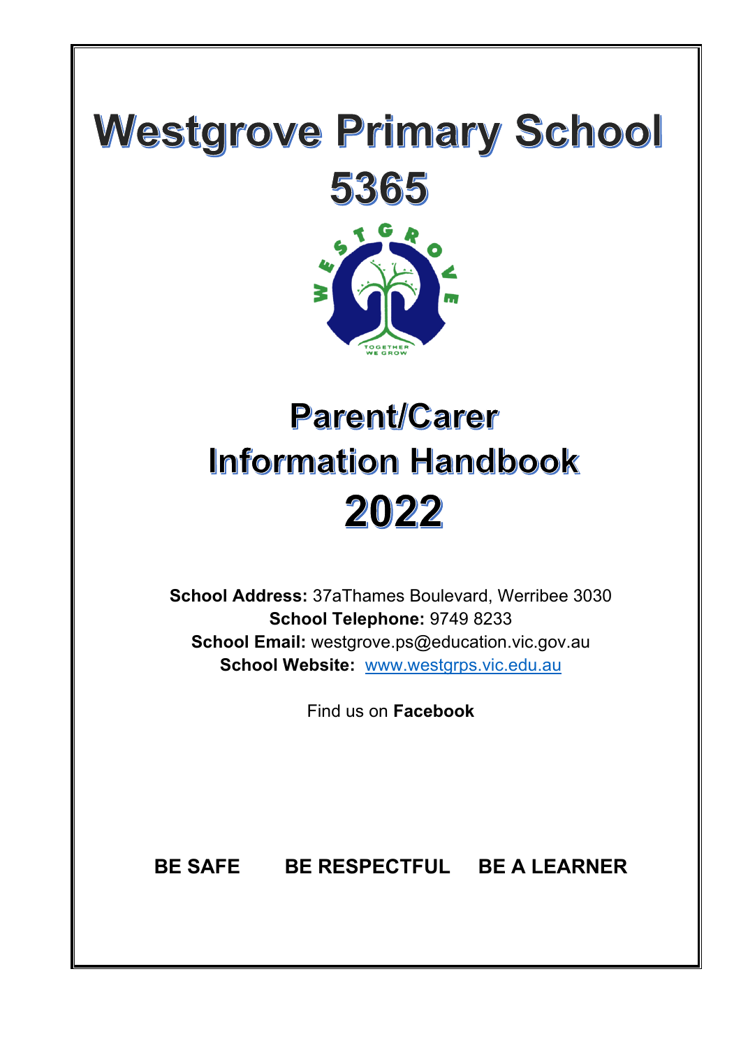# Westgrove Primary School

# 5365

# Parent/Carer Information Handbook

# 2022

**School Address:** 37aThames Boulevard, Werribee 3030
**School Telephone:** 9749 8233
**School Email:** westgrove.ps@education.vic.gov.au
**School Website:** www.westgrps.vic.edu.au

Find us on **Facebook**

**BE SAFE** **BE RESPECTFUL** **BE A LEARNER**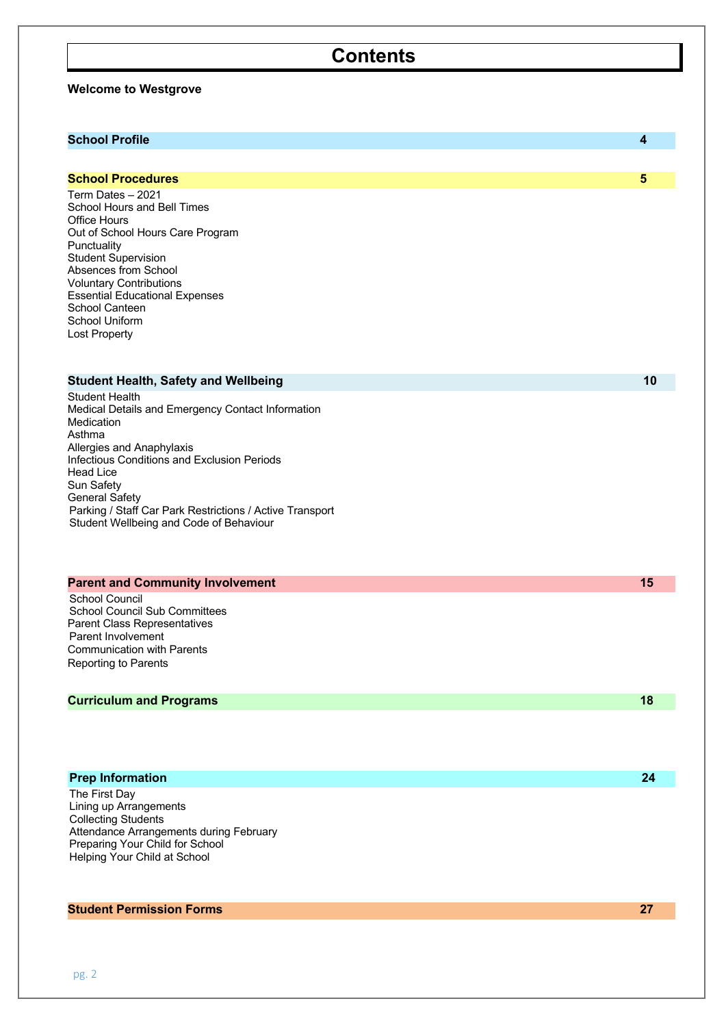# Contents

**Welcome to Westgrove**

| | |
|---|---|
| **School Profile** | **4** |

| | |
|---|---|
| **School Procedures** | **5** |

Term Dates – 2021
School Hours and Bell Times
Office Hours
Out of School Hours Care Program
Punctuality
Student Supervision
Absences from School
Voluntary Contributions
Essential Educational Expenses
School Canteen
School Uniform
Lost Property

| | |
|---|---|
| **Student Health, Safety and Wellbeing** | **10** |

Student Health
Medical Details and Emergency Contact Information
Medication
Asthma
Allergies and Anaphylaxis
Infectious Conditions and Exclusion Periods
Head Lice
Sun Safety
General Safety
Parking / Staff Car Park Restrictions / Active Transport
Student Wellbeing and Code of Behaviour

| | |
|---|---|
| **Parent and Community Involvement** | **15** |

School Council
School Council Sub Committees
Parent Class Representatives
Parent Involvement
Communication with Parents
Reporting to Parents

| | |
|---|---|
| **Curriculum and Programs** | **18** |

| | |
|---|---|
| **Prep Information** | **24** |

The First Day
Lining up Arrangements
Collecting Students
Attendance Arrangements during February
Preparing Your Child for School
Helping Your Child at School

| | |
|---|---|
| **Student Permission Forms** | **27** |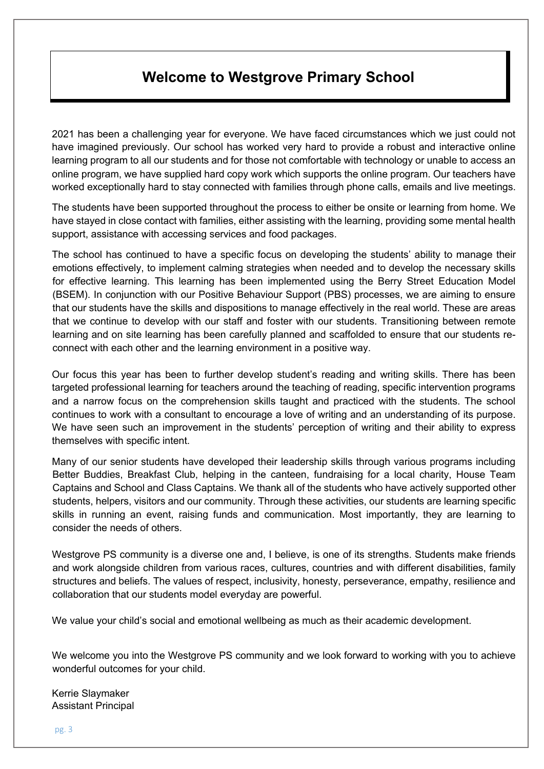# Welcome to Westgrove Primary School

2021 has been a challenging year for everyone. We have faced circumstances which we just could not have imagined previously. Our school has worked very hard to provide a robust and interactive online learning program to all our students and for those not comfortable with technology or unable to access an online program, we have supplied hard copy work which supports the online program. Our teachers have worked exceptionally hard to stay connected with families through phone calls, emails and live meetings.

The students have been supported throughout the process to either be onsite or learning from home. We have stayed in close contact with families, either assisting with the learning, providing some mental health support, assistance with accessing services and food packages.

The school has continued to have a specific focus on developing the students' ability to manage their emotions effectively, to implement calming strategies when needed and to develop the necessary skills for effective learning. This learning has been implemented using the Berry Street Education Model (BSEM). In conjunction with our Positive Behaviour Support (PBS) processes, we are aiming to ensure that our students have the skills and dispositions to manage effectively in the real world. These are areas that we continue to develop with our staff and foster with our students. Transitioning between remote learning and on site learning has been carefully planned and scaffolded to ensure that our students re-connect with each other and the learning environment in a positive way.

Our focus this year has been to further develop student's reading and writing skills. There has been targeted professional learning for teachers around the teaching of reading, specific intervention programs and a narrow focus on the comprehension skills taught and practiced with the students. The school continues to work with a consultant to encourage a love of writing and an understanding of its purpose. We have seen such an improvement in the students' perception of writing and their ability to express themselves with specific intent.

Many of our senior students have developed their leadership skills through various programs including Better Buddies, Breakfast Club, helping in the canteen, fundraising for a local charity, House Team Captains and School and Class Captains. We thank all of the students who have actively supported other students, helpers, visitors and our community. Through these activities, our students are learning specific skills in running an event, raising funds and communication. Most importantly, they are learning to consider the needs of others.

Westgrove PS community is a diverse one and, I believe, is one of its strengths. Students make friends and work alongside children from various races, cultures, countries and with different disabilities, family structures and beliefs. The values of respect, inclusivity, honesty, perseverance, empathy, resilience and collaboration that our students model everyday are powerful.

We value your child's social and emotional wellbeing as much as their academic development.

We welcome you into the Westgrove PS community and we look forward to working with you to achieve wonderful outcomes for your child.

Kerrie Slaymaker
Assistant Principal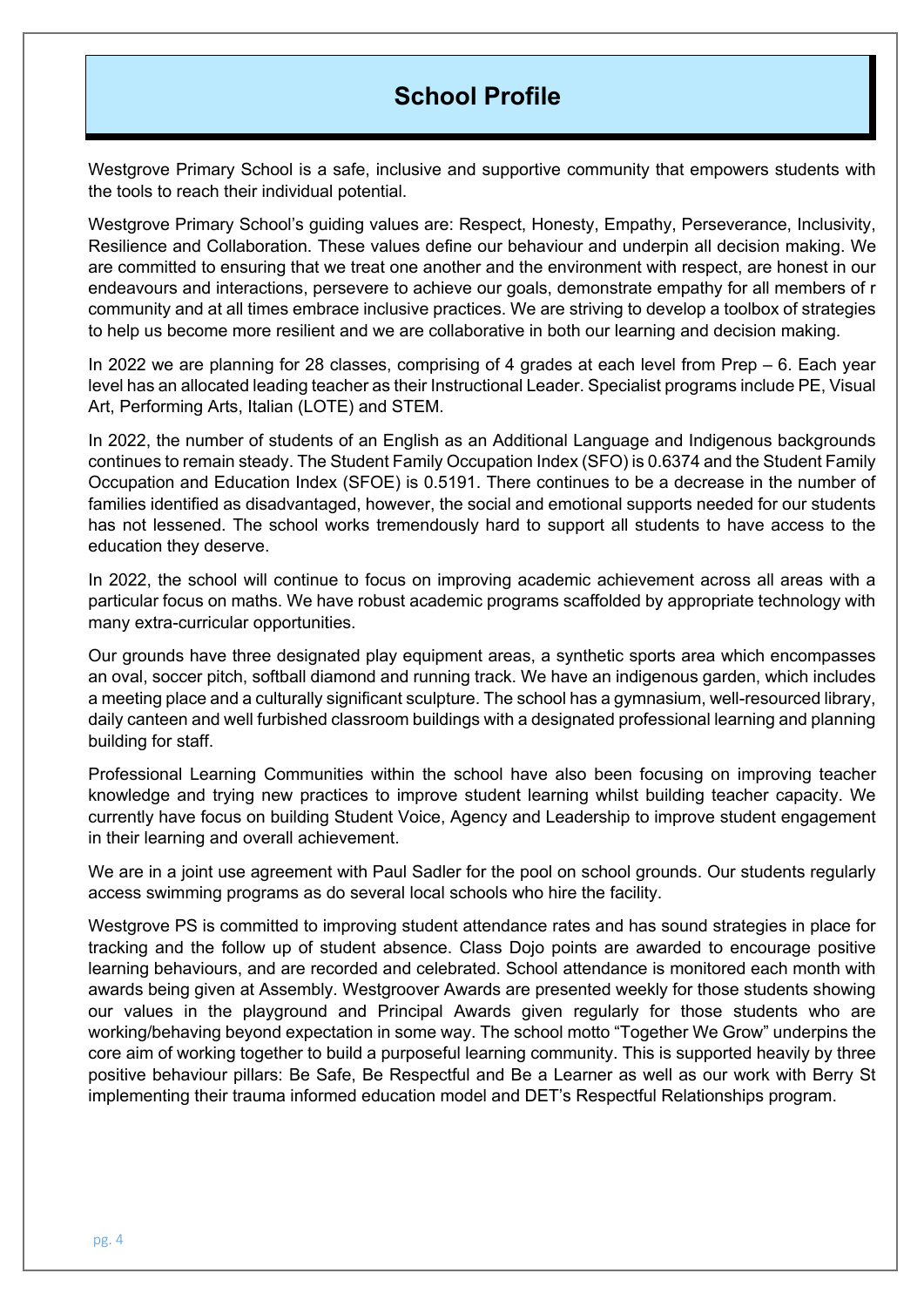# School Profile

Westgrove Primary School is a safe, inclusive and supportive community that empowers students with the tools to reach their individual potential.

Westgrove Primary School's guiding values are: Respect, Honesty, Empathy, Perseverance, Inclusivity, Resilience and Collaboration. These values define our behaviour and underpin all decision making. We are committed to ensuring that we treat one another and the environment with respect, are honest in our endeavours and interactions, persevere to achieve our goals, demonstrate empathy for all members of r community and at all times embrace inclusive practices. We are striving to develop a toolbox of strategies to help us become more resilient and we are collaborative in both our learning and decision making.

In 2022 we are planning for 28 classes, comprising of 4 grades at each level from Prep – 6. Each year level has an allocated leading teacher as their Instructional Leader. Specialist programs include PE, Visual Art, Performing Arts, Italian (LOTE) and STEM.

In 2022, the number of students of an English as an Additional Language and Indigenous backgrounds continues to remain steady. The Student Family Occupation Index (SFO) is 0.6374 and the Student Family Occupation and Education Index (SFOE) is 0.5191. There continues to be a decrease in the number of families identified as disadvantaged, however, the social and emotional supports needed for our students has not lessened. The school works tremendously hard to support all students to have access to the education they deserve.

In 2022, the school will continue to focus on improving academic achievement across all areas with a particular focus on maths. We have robust academic programs scaffolded by appropriate technology with many extra-curricular opportunities.

Our grounds have three designated play equipment areas, a synthetic sports area which encompasses an oval, soccer pitch, softball diamond and running track. We have an indigenous garden, which includes a meeting place and a culturally significant sculpture. The school has a gymnasium, well-resourced library, daily canteen and well furbished classroom buildings with a designated professional learning and planning building for staff.

Professional Learning Communities within the school have also been focusing on improving teacher knowledge and trying new practices to improve student learning whilst building teacher capacity. We currently have focus on building Student Voice, Agency and Leadership to improve student engagement in their learning and overall achievement.

We are in a joint use agreement with Paul Sadler for the pool on school grounds. Our students regularly access swimming programs as do several local schools who hire the facility.

Westgrove PS is committed to improving student attendance rates and has sound strategies in place for tracking and the follow up of student absence. Class Dojo points are awarded to encourage positive learning behaviours, and are recorded and celebrated. School attendance is monitored each month with awards being given at Assembly. Westgroover Awards are presented weekly for those students showing our values in the playground and Principal Awards given regularly for those students who are working/behaving beyond expectation in some way. The school motto "Together We Grow" underpins the core aim of working together to build a purposeful learning community. This is supported heavily by three positive behaviour pillars: Be Safe, Be Respectful and Be a Learner as well as our work with Berry St implementing their trauma informed education model and DET's Respectful Relationships program.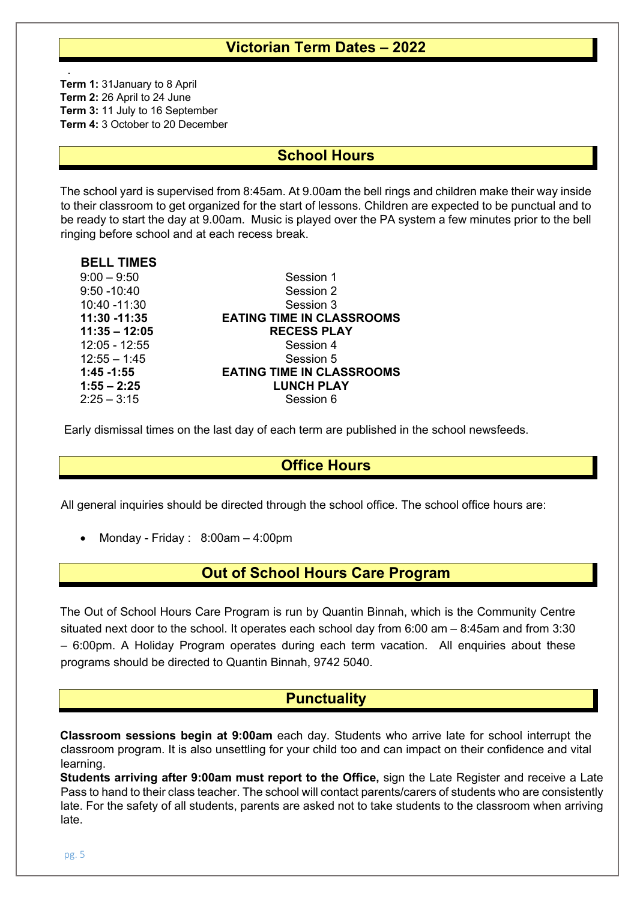## Victorian Term Dates – 2022

**Term 1:** 31January to 8 April
**Term 2:** 26 April to 24 June
**Term 3:** 11 July to 16 September
**Term 4:** 3 October to 20 December

## School Hours

The school yard is supervised from 8:45am. At 9.00am the bell rings and children make their way inside to their classroom to get organized for the start of lessons. Children are expected to be punctual and to be ready to start the day at 9.00am. Music is played over the PA system a few minutes prior to the bell ringing before school and at each recess break.

**BELL TIMES**

| | |
|---|---|
| 9:00 – 9:50 | Session 1 |
| 9:50 -10:40 | Session 2 |
| 10:40 -11:30 | Session 3 |
| **11:30 -11:35** | **EATING TIME IN CLASSROOMS** |
| **11:35 – 12:05** | **RECESS PLAY** |
| 12:05 - 12:55 | Session 4 |
| 12:55 – 1:45 | Session 5 |
| **1:45 -1:55** | **EATING TIME IN CLASSROOMS** |
| **1:55 – 2:25** | **LUNCH PLAY** |
| 2:25 – 3:15 | Session 6 |

Early dismissal times on the last day of each term are published in the school newsfeeds.

## Office Hours

All general inquiries should be directed through the school office. The school office hours are:

- Monday - Friday : 8:00am – 4:00pm

## Out of School Hours Care Program

The Out of School Hours Care Program is run by Quantin Binnah, which is the Community Centre situated next door to the school. It operates each school day from 6:00 am – 8:45am and from 3:30 – 6:00pm. A Holiday Program operates during each term vacation. All enquiries about these programs should be directed to Quantin Binnah, 9742 5040.

## Punctuality

**Classroom sessions begin at 9:00am** each day. Students who arrive late for school interrupt the classroom program. It is also unsettling for your child too and can impact on their confidence and vital learning.

**Students arriving after 9:00am must report to the Office,** sign the Late Register and receive a Late Pass to hand to their class teacher. The school will contact parents/carers of students who are consistently late. For the safety of all students, parents are asked not to take students to the classroom when arriving late.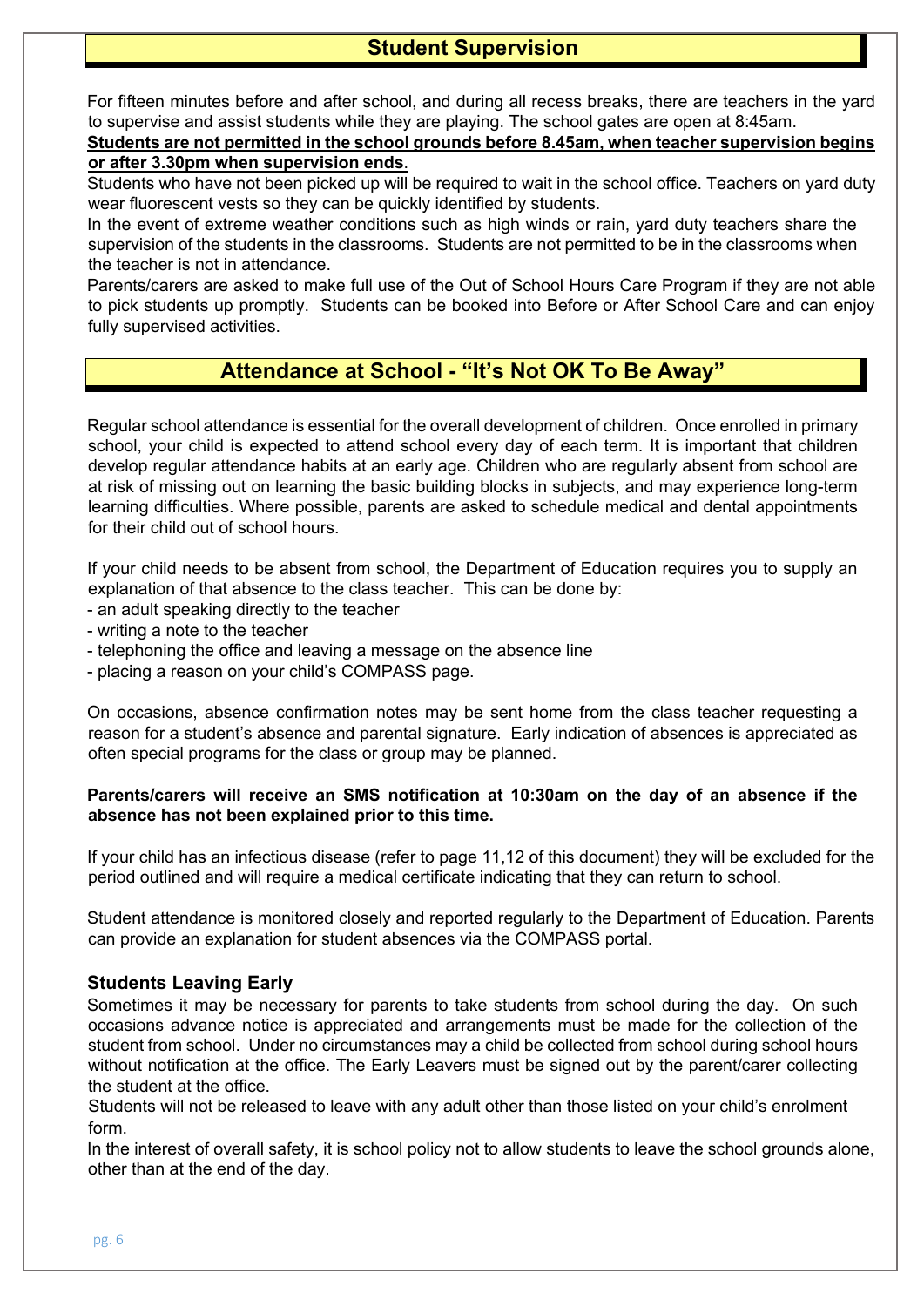## Student Supervision

For fifteen minutes before and after school, and during all recess breaks, there are teachers in the yard to supervise and assist students while they are playing. The school gates are open at 8:45am.
**Students are not permitted in the school grounds before 8.45am, when teacher supervision begins or after 3.30pm when supervision ends.**
Students who have not been picked up will be required to wait in the school office. Teachers on yard duty wear fluorescent vests so they can be quickly identified by students.
In the event of extreme weather conditions such as high winds or rain, yard duty teachers share the supervision of the students in the classrooms. Students are not permitted to be in the classrooms when the teacher is not in attendance.
Parents/carers are asked to make full use of the Out of School Hours Care Program if they are not able to pick students up promptly. Students can be booked into Before or After School Care and can enjoy fully supervised activities.

## Attendance at School - "It's Not OK To Be Away"

Regular school attendance is essential for the overall development of children. Once enrolled in primary school, your child is expected to attend school every day of each term. It is important that children develop regular attendance habits at an early age. Children who are regularly absent from school are at risk of missing out on learning the basic building blocks in subjects, and may experience long-term learning difficulties. Where possible, parents are asked to schedule medical and dental appointments for their child out of school hours.

If your child needs to be absent from school, the Department of Education requires you to supply an explanation of that absence to the class teacher. This can be done by:

- an adult speaking directly to the teacher
- writing a note to the teacher
- telephoning the office and leaving a message on the absence line
- placing a reason on your child's COMPASS page.

On occasions, absence confirmation notes may be sent home from the class teacher requesting a reason for a student's absence and parental signature. Early indication of absences is appreciated as often special programs for the class or group may be planned.

**Parents/carers will receive an SMS notification at 10:30am on the day of an absence if the absence has not been explained prior to this time.**

If your child has an infectious disease (refer to page 11,12 of this document) they will be excluded for the period outlined and will require a medical certificate indicating that they can return to school.

Student attendance is monitored closely and reported regularly to the Department of Education. Parents can provide an explanation for student absences via the COMPASS portal.

### Students Leaving Early

Sometimes it may be necessary for parents to take students from school during the day. On such occasions advance notice is appreciated and arrangements must be made for the collection of the student from school. Under no circumstances may a child be collected from school during school hours without notification at the office. The Early Leavers must be signed out by the parent/carer collecting the student at the office.
Students will not be released to leave with any adult other than those listed on your child's enrolment form.
In the interest of overall safety, it is school policy not to allow students to leave the school grounds alone, other than at the end of the day.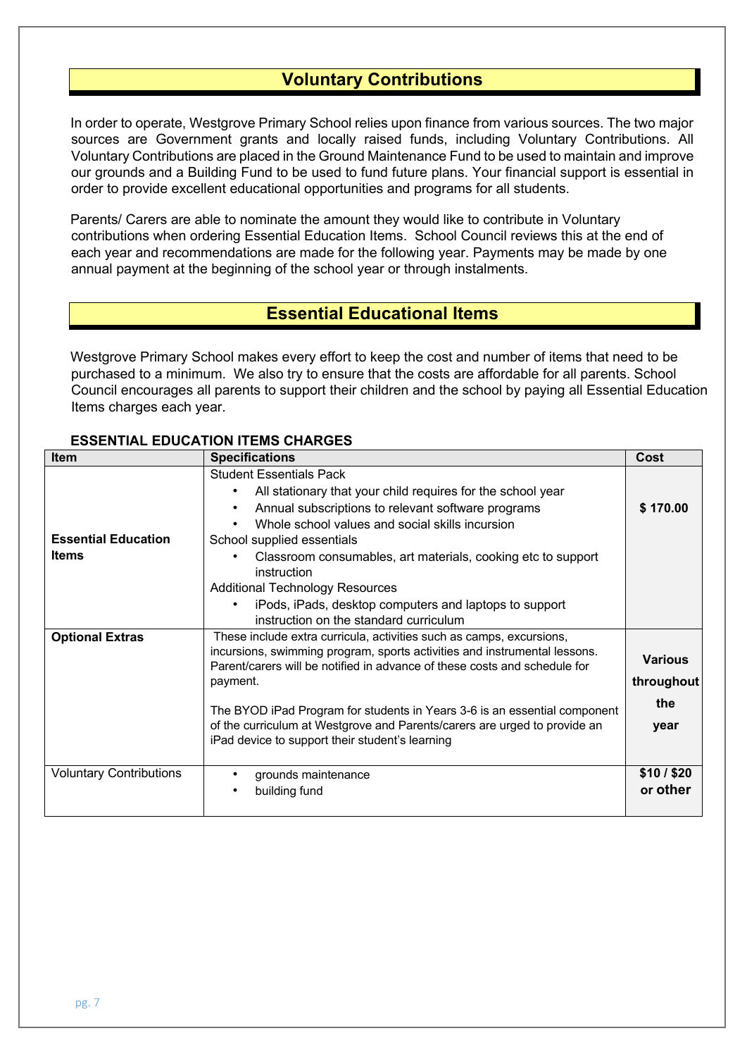## Voluntary Contributions

In order to operate, Westgrove Primary School relies upon finance from various sources. The two major sources are Government grants and locally raised funds, including Voluntary Contributions. All Voluntary Contributions are placed in the Ground Maintenance Fund to be used to maintain and improve our grounds and a Building Fund to be used to fund future plans. Your financial support is essential in order to provide excellent educational opportunities and programs for all students.

Parents/ Carers are able to nominate the amount they would like to contribute in Voluntary contributions when ordering Essential Education Items. School Council reviews this at the end of each year and recommendations are made for the following year. Payments may be made by one annual payment at the beginning of the school year or through instalments.

## Essential Educational Items

Westgrove Primary School makes every effort to keep the cost and number of items that need to be purchased to a minimum. We also try to ensure that the costs are affordable for all parents. School Council encourages all parents to support their children and the school by paying all Essential Education Items charges each year.

**ESSENTIAL EDUCATION ITEMS CHARGES**

| Item | Specifications | Cost |
|---|---|---|
| **Essential Education Items** | Student Essentials Pack<br>• All stationary that your child requires for the school year<br>• Annual subscriptions to relevant software programs<br>• Whole school values and social skills incursion<br>School supplied essentials<br>• Classroom consumables, art materials, cooking etc to support instruction<br>Additional Technology Resources<br>• iPods, iPads, desktop computers and laptops to support instruction on the standard curriculum | **$ 170.00** |
| **Optional Extras** | These include extra curricula, activities such as camps, excursions, incursions, swimming program, sports activities and instrumental lessons. Parent/carers will be notified in advance of these costs and schedule for payment.<br><br>The BYOD iPad Program for students in Years 3-6 is an essential component of the curriculum at Westgrove and Parents/carers are urged to provide an iPad device to support their student's learning | **Various throughout the year** |
| Voluntary Contributions | • grounds maintenance<br>• building fund | **$10 / $20 or other** |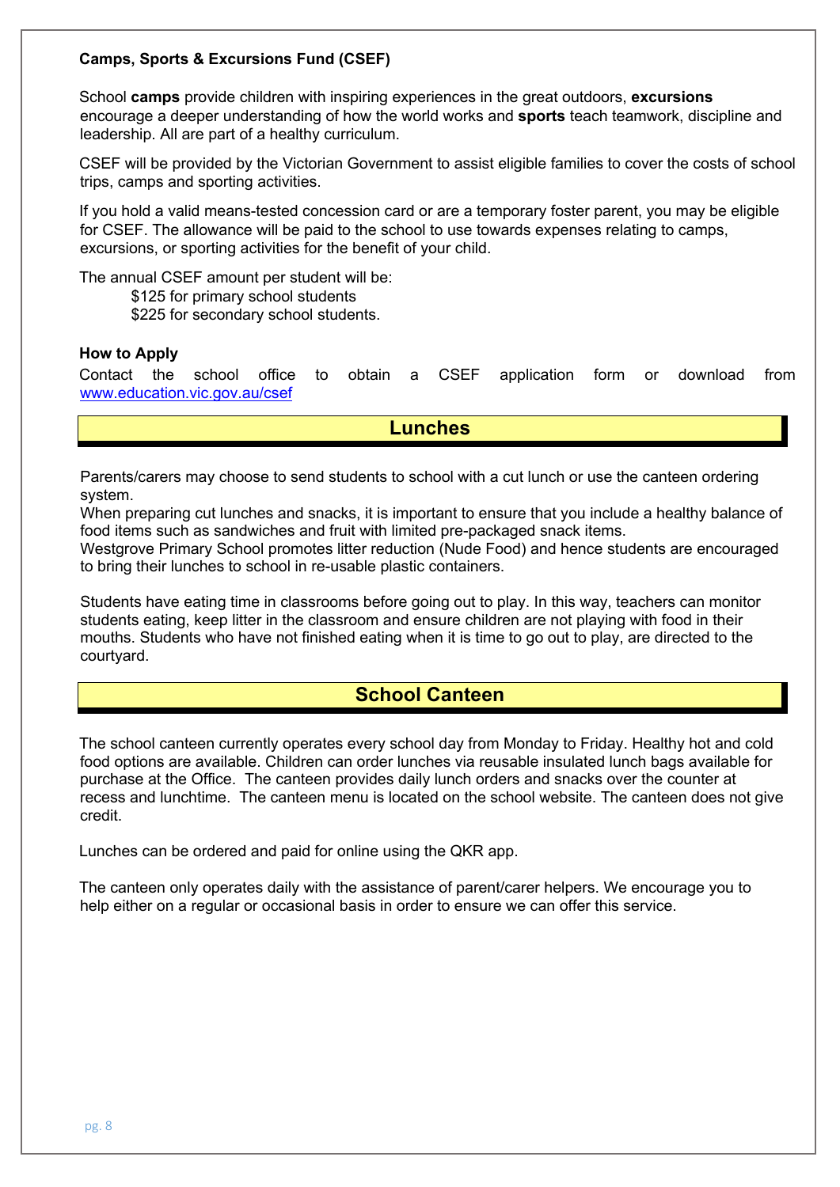**Camps, Sports & Excursions Fund (CSEF)**

School **camps** provide children with inspiring experiences in the great outdoors, **excursions** encourage a deeper understanding of how the world works and **sports** teach teamwork, discipline and leadership. All are part of a healthy curriculum.

CSEF will be provided by the Victorian Government to assist eligible families to cover the costs of school trips, camps and sporting activities.

If you hold a valid means-tested concession card or are a temporary foster parent, you may be eligible for CSEF. The allowance will be paid to the school to use towards expenses relating to camps, excursions, or sporting activities for the benefit of your child.

The annual CSEF amount per student will be:

- $125 for primary school students
- $225 for secondary school students.

**How to Apply**

Contact the school office to obtain a CSEF application form or download from www.education.vic.gov.au/csef

## Lunches

Parents/carers may choose to send students to school with a cut lunch or use the canteen ordering system.

When preparing cut lunches and snacks, it is important to ensure that you include a healthy balance of food items such as sandwiches and fruit with limited pre-packaged snack items.

Westgrove Primary School promotes litter reduction (Nude Food) and hence students are encouraged to bring their lunches to school in re-usable plastic containers.

Students have eating time in classrooms before going out to play. In this way, teachers can monitor students eating, keep litter in the classroom and ensure children are not playing with food in their mouths. Students who have not finished eating when it is time to go out to play, are directed to the courtyard.

## School Canteen

The school canteen currently operates every school day from Monday to Friday. Healthy hot and cold food options are available. Children can order lunches via reusable insulated lunch bags available for purchase at the Office. The canteen provides daily lunch orders and snacks over the counter at recess and lunchtime. The canteen menu is located on the school website. The canteen does not give credit.

Lunches can be ordered and paid for online using the QKR app.

The canteen only operates daily with the assistance of parent/carer helpers. We encourage you to help either on a regular or occasional basis in order to ensure we can offer this service.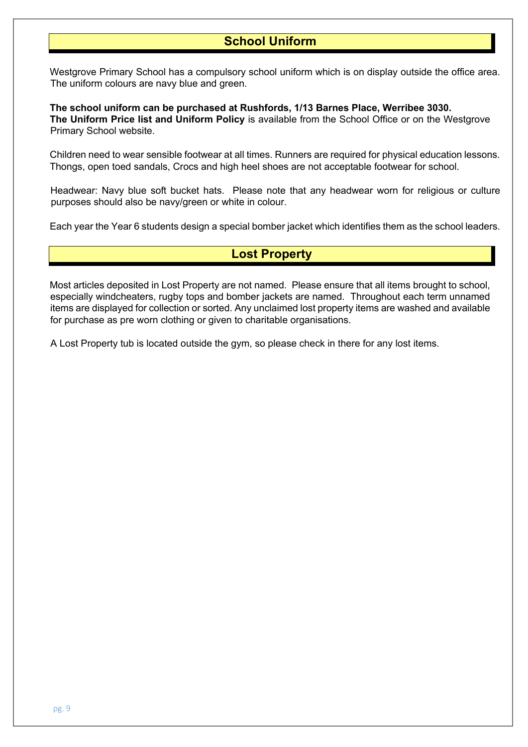## School Uniform

Westgrove Primary School has a compulsory school uniform which is on display outside the office area. The uniform colours are navy blue and green.

**The school uniform can be purchased at Rushfords, 1/13 Barnes Place, Werribee 3030.**
**The Uniform Price list and Uniform Policy** is available from the School Office or on the Westgrove Primary School website.

Children need to wear sensible footwear at all times. Runners are required for physical education lessons. Thongs, open toed sandals, Crocs and high heel shoes are not acceptable footwear for school.

Headwear: Navy blue soft bucket hats. Please note that any headwear worn for religious or culture purposes should also be navy/green or white in colour.

Each year the Year 6 students design a special bomber jacket which identifies them as the school leaders.

## Lost Property

Most articles deposited in Lost Property are not named. Please ensure that all items brought to school, especially windcheaters, rugby tops and bomber jackets are named. Throughout each term unnamed items are displayed for collection or sorted. Any unclaimed lost property items are washed and available for purchase as pre worn clothing or given to charitable organisations.

A Lost Property tub is located outside the gym, so please check in there for any lost items.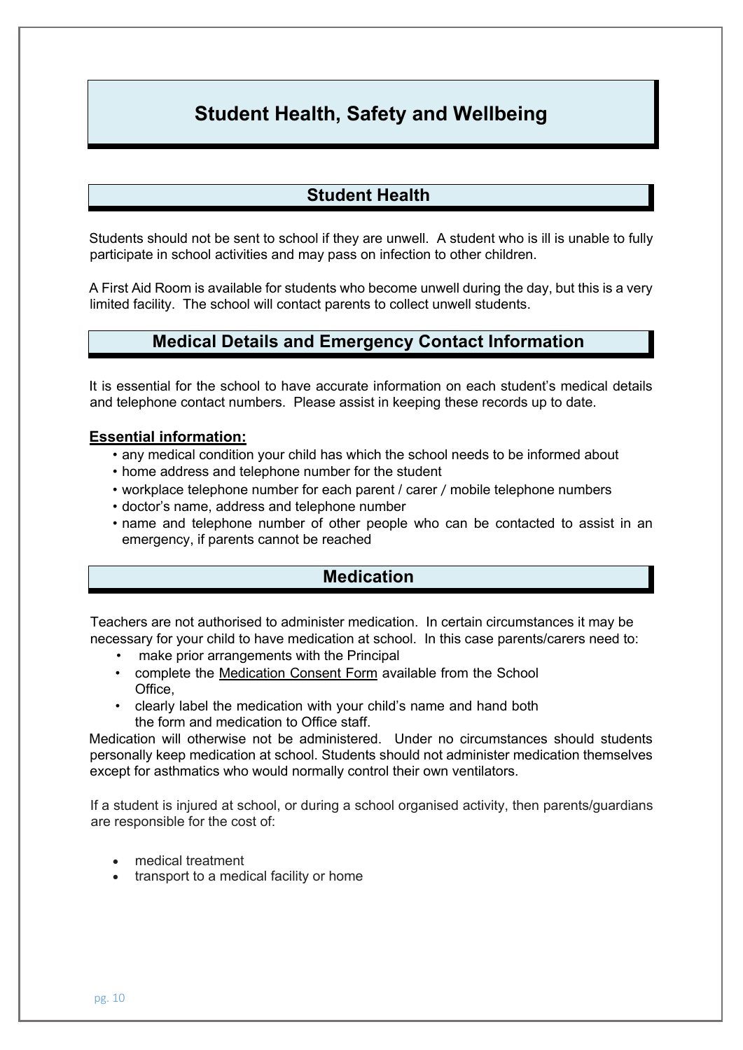# Student Health, Safety and Wellbeing

## Student Health

Students should not be sent to school if they are unwell. A student who is ill is unable to fully participate in school activities and may pass on infection to other children.

A First Aid Room is available for students who become unwell during the day, but this is a very limited facility. The school will contact parents to collect unwell students.

## Medical Details and Emergency Contact Information

It is essential for the school to have accurate information on each student's medical details and telephone contact numbers. Please assist in keeping these records up to date.

**<u>Essential information:</u>**

- any medical condition your child has which the school needs to be informed about
- home address and telephone number for the student
- workplace telephone number for each parent / carer / mobile telephone numbers
- doctor's name, address and telephone number
- name and telephone number of other people who can be contacted to assist in an emergency, if parents cannot be reached

## Medication

Teachers are not authorised to administer medication. In certain circumstances it may be necessary for your child to have medication at school. In this case parents/carers need to:

- make prior arrangements with the Principal
- complete the <u>Medication Consent Form</u> available from the School Office,
- clearly label the medication with your child's name and hand both the form and medication to Office staff.

Medication will otherwise not be administered. Under no circumstances should students personally keep medication at school. Students should not administer medication themselves except for asthmatics who would normally control their own ventilators.

If a student is injured at school, or during a school organised activity, then parents/guardians are responsible for the cost of:

- medical treatment
- transport to a medical facility or home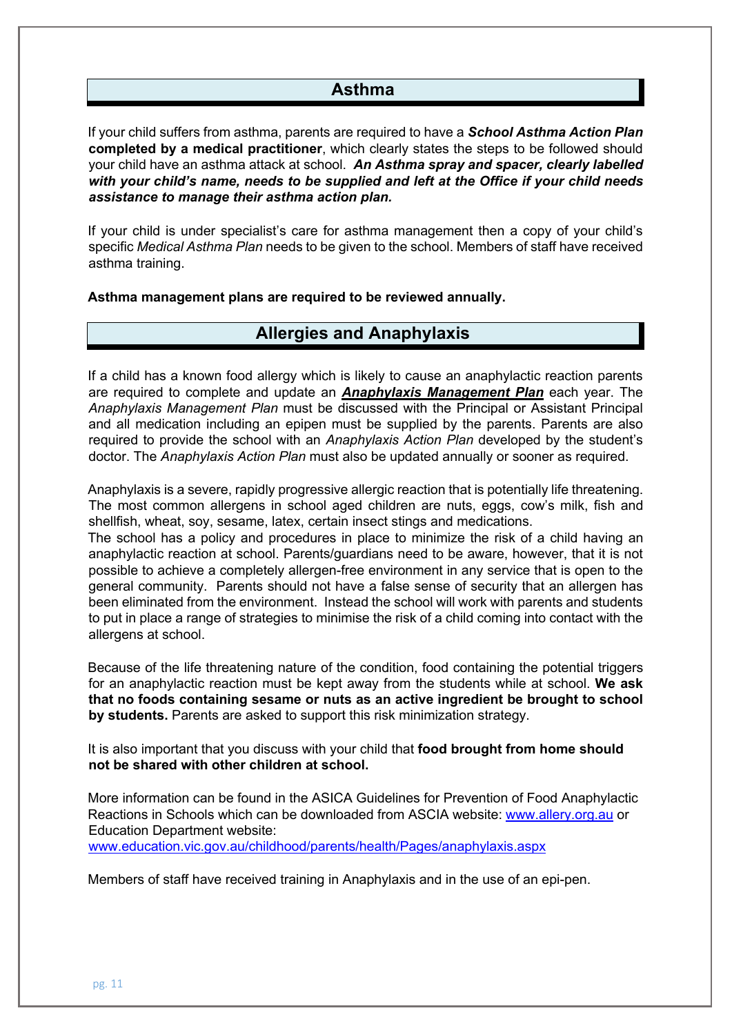## Asthma

If your child suffers from asthma, parents are required to have a ***School Asthma Action Plan*** **completed by a medical practitioner**, which clearly states the steps to be followed should your child have an asthma attack at school. ***An Asthma spray and spacer, clearly labelled with your child's name, needs to be supplied and left at the Office if your child needs assistance to manage their asthma action plan.***

If your child is under specialist's care for asthma management then a copy of your child's specific *Medical Asthma Plan* needs to be given to the school. Members of staff have received asthma training.

**Asthma management plans are required to be reviewed annually.**

## Allergies and Anaphylaxis

If a child has a known food allergy which is likely to cause an anaphylactic reaction parents are required to complete and update an ***Anaphylaxis Management Plan*** each year. The *Anaphylaxis Management Plan* must be discussed with the Principal or Assistant Principal and all medication including an epipen must be supplied by the parents. Parents are also required to provide the school with an *Anaphylaxis Action Plan* developed by the student's doctor. The *Anaphylaxis Action Plan* must also be updated annually or sooner as required.

Anaphylaxis is a severe, rapidly progressive allergic reaction that is potentially life threatening. The most common allergens in school aged children are nuts, eggs, cow's milk, fish and shellfish, wheat, soy, sesame, latex, certain insect stings and medications.
The school has a policy and procedures in place to minimize the risk of a child having an anaphylactic reaction at school. Parents/guardians need to be aware, however, that it is not possible to achieve a completely allergen-free environment in any service that is open to the general community. Parents should not have a false sense of security that an allergen has been eliminated from the environment. Instead the school will work with parents and students to put in place a range of strategies to minimise the risk of a child coming into contact with the allergens at school.

Because of the life threatening nature of the condition, food containing the potential triggers for an anaphylactic reaction must be kept away from the students while at school. **We ask that no foods containing sesame or nuts as an active ingredient be brought to school by students.** Parents are asked to support this risk minimization strategy.

It is also important that you discuss with your child that **food brought from home should not be shared with other children at school.**

More information can be found in the ASICA Guidelines for Prevention of Food Anaphylactic Reactions in Schools which can be downloaded from ASCIA website: www.allery.org.au or Education Department website:
www.education.vic.gov.au/childhood/parents/health/Pages/anaphylaxis.aspx

Members of staff have received training in Anaphylaxis and in the use of an epi-pen.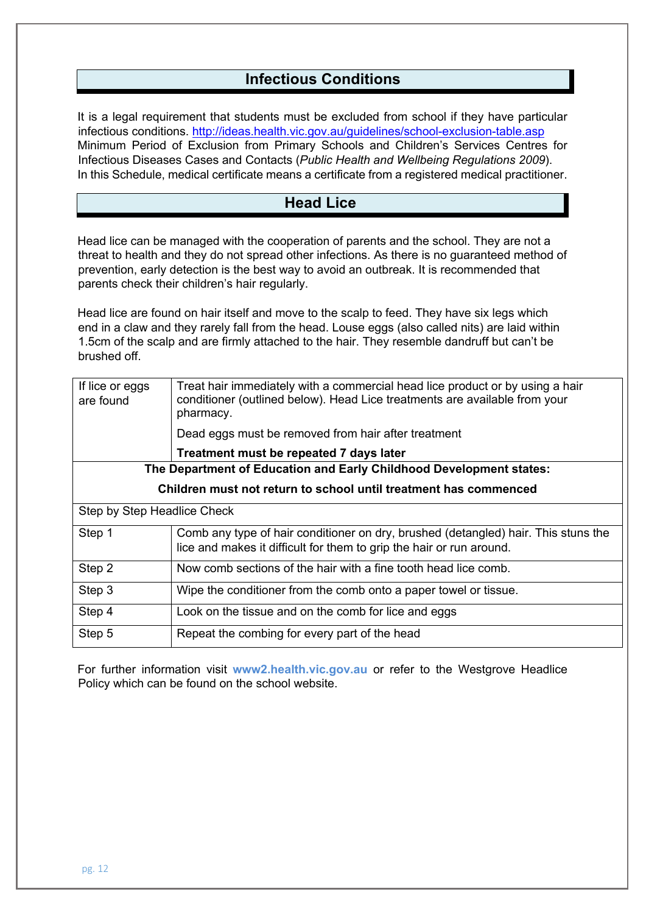## Infectious Conditions

It is a legal requirement that students must be excluded from school if they have particular infectious conditions. http://ideas.health.vic.gov.au/guidelines/school-exclusion-table.asp Minimum Period of Exclusion from Primary Schools and Children's Services Centres for Infectious Diseases Cases and Contacts (*Public Health and Wellbeing Regulations 2009*). In this Schedule, medical certificate means a certificate from a registered medical practitioner.

## Head Lice

Head lice can be managed with the cooperation of parents and the school. They are not a threat to health and they do not spread other infections. As there is no guaranteed method of prevention, early detection is the best way to avoid an outbreak. It is recommended that parents check their children's hair regularly.

Head lice are found on hair itself and move to the scalp to feed. They have six legs which end in a claw and they rarely fall from the head. Louse eggs (also called nits) are laid within 1.5cm of the scalp and are firmly attached to the hair. They resemble dandruff but can't be brushed off.

| | |
|---|---|
| If lice or eggs are found | Treat hair immediately with a commercial head lice product or by using a hair conditioner (outlined below). Head Lice treatments are available from your pharmacy.<br><br>Dead eggs must be removed from hair after treatment<br><br>**Treatment must be repeated 7 days later** |
| **The Department of Education and Early Childhood Development states:**<br><br>**Children must not return to school until treatment has commenced** | |
| Step by Step Headlice Check | |
| Step 1 | Comb any type of hair conditioner on dry, brushed (detangled) hair. This stuns the lice and makes it difficult for them to grip the hair or run around. |
| Step 2 | Now comb sections of the hair with a fine tooth head lice comb. |
| Step 3 | Wipe the conditioner from the comb onto a paper towel or tissue. |
| Step 4 | Look on the tissue and on the comb for lice and eggs |
| Step 5 | Repeat the combing for every part of the head |

For further information visit **www2.health.vic.gov.au** or refer to the Westgrove Headlice Policy which can be found on the school website.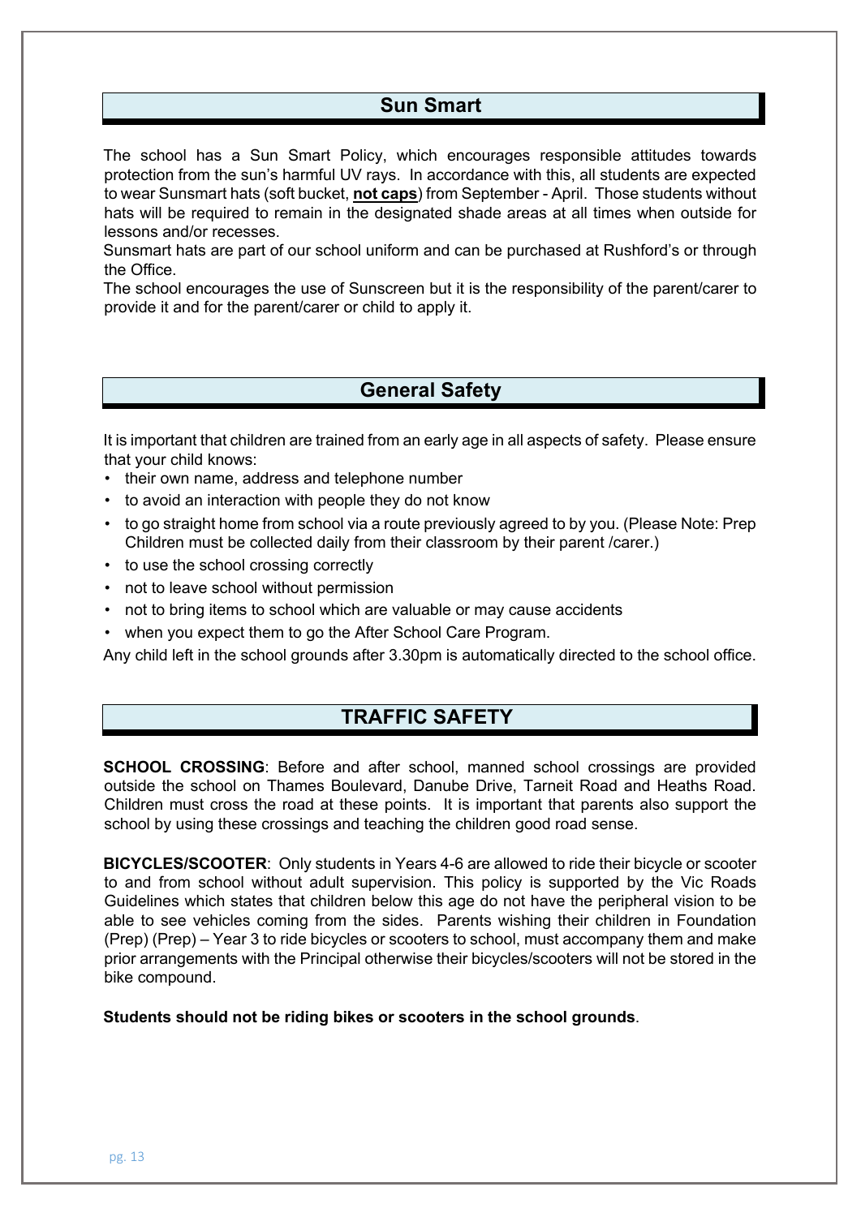## Sun Smart

The school has a Sun Smart Policy, which encourages responsible attitudes towards protection from the sun's harmful UV rays. In accordance with this, all students are expected to wear Sunsmart hats (soft bucket, **not caps**) from September - April. Those students without hats will be required to remain in the designated shade areas at all times when outside for lessons and/or recesses.
Sunsmart hats are part of our school uniform and can be purchased at Rushford's or through the Office.
The school encourages the use of Sunscreen but it is the responsibility of the parent/carer to provide it and for the parent/carer or child to apply it.

## General Safety

It is important that children are trained from an early age in all aspects of safety. Please ensure that your child knows:

- their own name, address and telephone number
- to avoid an interaction with people they do not know
- to go straight home from school via a route previously agreed to by you. (Please Note: Prep Children must be collected daily from their classroom by their parent /carer.)
- to use the school crossing correctly
- not to leave school without permission
- not to bring items to school which are valuable or may cause accidents
- when you expect them to go the After School Care Program.

Any child left in the school grounds after 3.30pm is automatically directed to the school office.

## TRAFFIC SAFETY

**SCHOOL CROSSING**: Before and after school, manned school crossings are provided outside the school on Thames Boulevard, Danube Drive, Tarneit Road and Heaths Road. Children must cross the road at these points. It is important that parents also support the school by using these crossings and teaching the children good road sense.

**BICYCLES/SCOOTER**: Only students in Years 4-6 are allowed to ride their bicycle or scooter to and from school without adult supervision. This policy is supported by the Vic Roads Guidelines which states that children below this age do not have the peripheral vision to be able to see vehicles coming from the sides. Parents wishing their children in Foundation (Prep) (Prep) – Year 3 to ride bicycles or scooters to school, must accompany them and make prior arrangements with the Principal otherwise their bicycles/scooters will not be stored in the bike compound.

**Students should not be riding bikes or scooters in the school grounds**.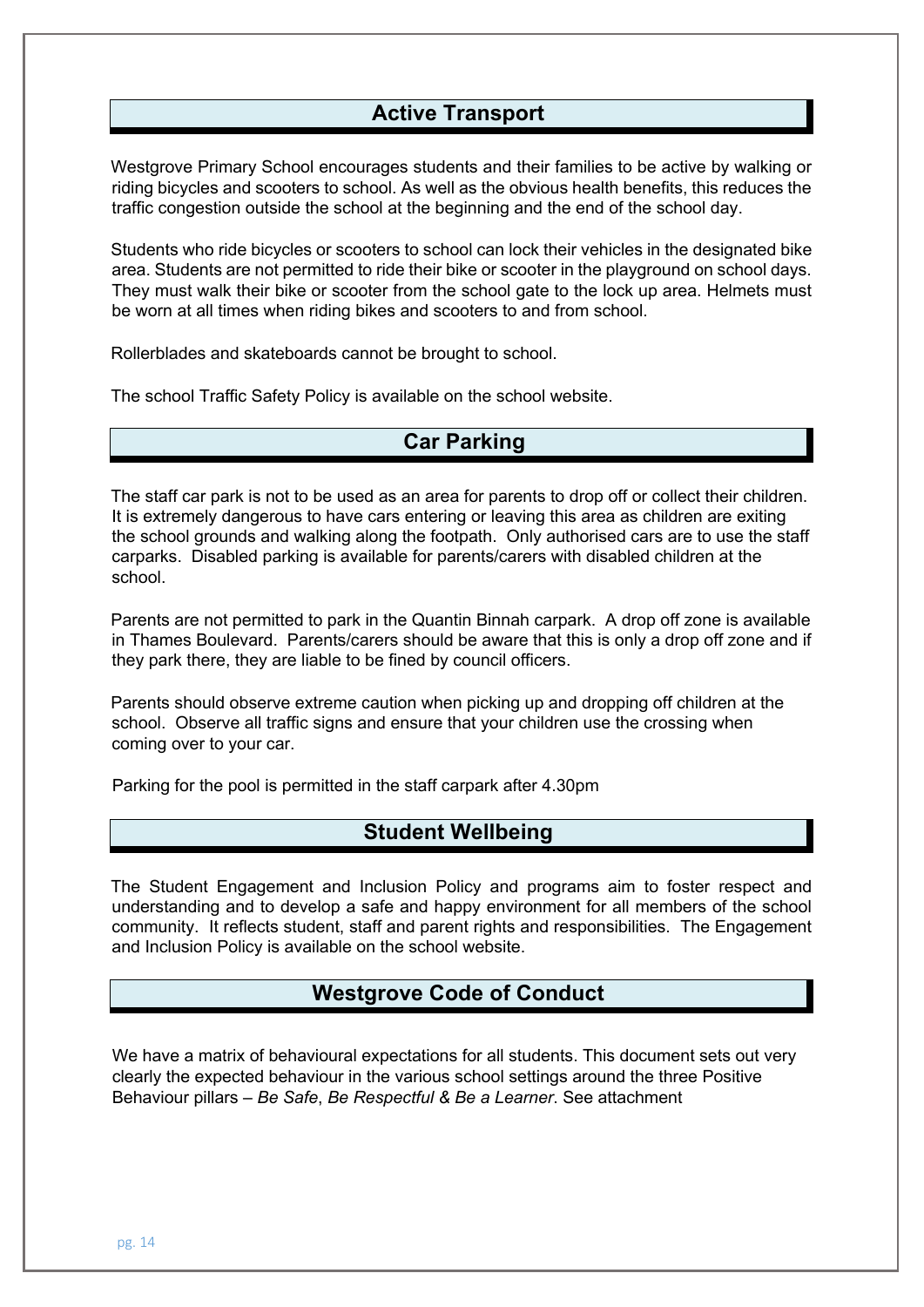## Active Transport

Westgrove Primary School encourages students and their families to be active by walking or riding bicycles and scooters to school. As well as the obvious health benefits, this reduces the traffic congestion outside the school at the beginning and the end of the school day.

Students who ride bicycles or scooters to school can lock their vehicles in the designated bike area. Students are not permitted to ride their bike or scooter in the playground on school days. They must walk their bike or scooter from the school gate to the lock up area. Helmets must be worn at all times when riding bikes and scooters to and from school.

Rollerblades and skateboards cannot be brought to school.

The school Traffic Safety Policy is available on the school website.

## Car Parking

The staff car park is not to be used as an area for parents to drop off or collect their children. It is extremely dangerous to have cars entering or leaving this area as children are exiting the school grounds and walking along the footpath. Only authorised cars are to use the staff carparks. Disabled parking is available for parents/carers with disabled children at the school.

Parents are not permitted to park in the Quantin Binnah carpark. A drop off zone is available in Thames Boulevard. Parents/carers should be aware that this is only a drop off zone and if they park there, they are liable to be fined by council officers.

Parents should observe extreme caution when picking up and dropping off children at the school. Observe all traffic signs and ensure that your children use the crossing when coming over to your car.

Parking for the pool is permitted in the staff carpark after 4.30pm

## Student Wellbeing

The Student Engagement and Inclusion Policy and programs aim to foster respect and understanding and to develop a safe and happy environment for all members of the school community. It reflects student, staff and parent rights and responsibilities. The Engagement and Inclusion Policy is available on the school website.

## Westgrove Code of Conduct

We have a matrix of behavioural expectations for all students. This document sets out very clearly the expected behaviour in the various school settings around the three Positive Behaviour pillars – *Be Safe*, *Be Respectful & Be a Learner*. See attachment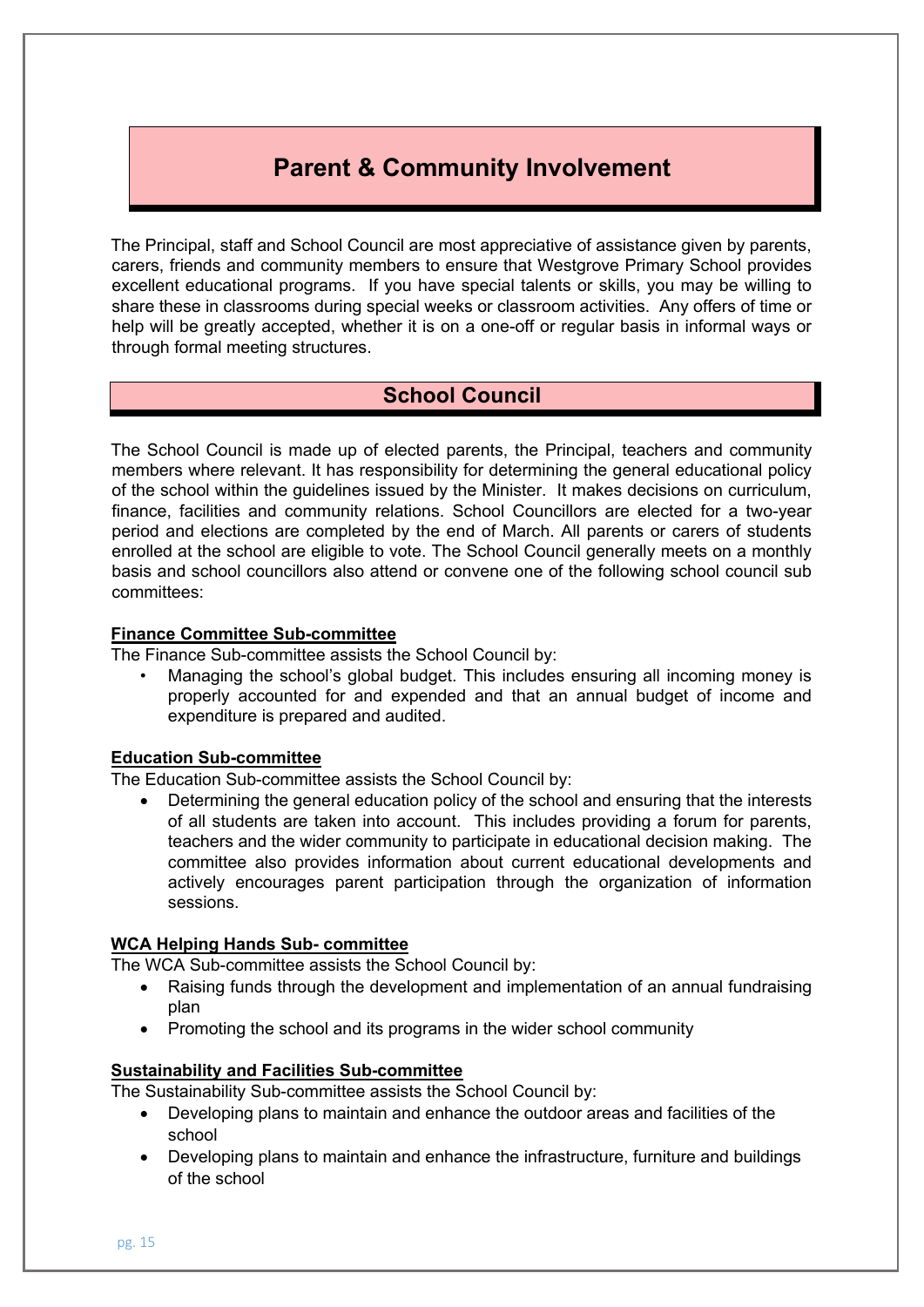# Parent & Community Involvement

The Principal, staff and School Council are most appreciative of assistance given by parents, carers, friends and community members to ensure that Westgrove Primary School provides excellent educational programs. If you have special talents or skills, you may be willing to share these in classrooms during special weeks or classroom activities. Any offers of time or help will be greatly accepted, whether it is on a one-off or regular basis in informal ways or through formal meeting structures.

## School Council

The School Council is made up of elected parents, the Principal, teachers and community members where relevant. It has responsibility for determining the general educational policy of the school within the guidelines issued by the Minister. It makes decisions on curriculum, finance, facilities and community relations. School Councillors are elected for a two-year period and elections are completed by the end of March. All parents or carers of students enrolled at the school are eligible to vote. The School Council generally meets on a monthly basis and school councillors also attend or convene one of the following school council sub committees:

### Finance Committee Sub-committee

The Finance Sub-committee assists the School Council by:

- Managing the school's global budget. This includes ensuring all incoming money is properly accounted for and expended and that an annual budget of income and expenditure is prepared and audited.

### Education Sub-committee

The Education Sub-committee assists the School Council by:

- Determining the general education policy of the school and ensuring that the interests of all students are taken into account. This includes providing a forum for parents, teachers and the wider community to participate in educational decision making. The committee also provides information about current educational developments and actively encourages parent participation through the organization of information sessions.

### WCA Helping Hands Sub- committee

The WCA Sub-committee assists the School Council by:

- Raising funds through the development and implementation of an annual fundraising plan
- Promoting the school and its programs in the wider school community

### Sustainability and Facilities Sub-committee

The Sustainability Sub-committee assists the School Council by:

- Developing plans to maintain and enhance the outdoor areas and facilities of the school
- Developing plans to maintain and enhance the infrastructure, furniture and buildings of the school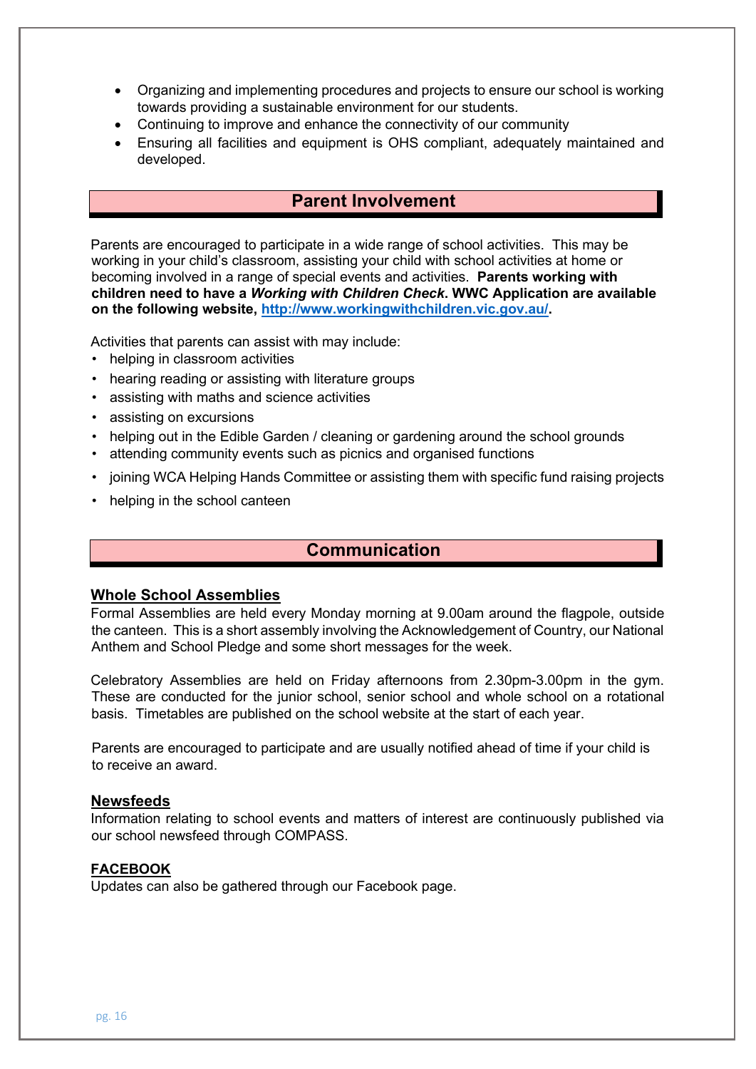- Organizing and implementing procedures and projects to ensure our school is working towards providing a sustainable environment for our students.
- Continuing to improve and enhance the connectivity of our community
- Ensuring all facilities and equipment is OHS compliant, adequately maintained and developed.

## Parent Involvement

Parents are encouraged to participate in a wide range of school activities. This may be working in your child's classroom, assisting your child with school activities at home or becoming involved in a range of special events and activities. **Parents working with children need to have a *Working with Children Check*. WWC Application are available on the following website, [http://www.workingwithchildren.vic.gov.au/](http://www.workingwithchildren.vic.gov.au/).**

Activities that parents can assist with may include:

- helping in classroom activities
- hearing reading or assisting with literature groups
- assisting with maths and science activities
- assisting on excursions
- helping out in the Edible Garden / cleaning or gardening around the school grounds
- attending community events such as picnics and organised functions
- joining WCA Helping Hands Committee or assisting them with specific fund raising projects
- helping in the school canteen

## Communication

### Whole School Assemblies

Formal Assemblies are held every Monday morning at 9.00am around the flagpole, outside the canteen. This is a short assembly involving the Acknowledgement of Country, our National Anthem and School Pledge and some short messages for the week.

Celebratory Assemblies are held on Friday afternoons from 2.30pm-3.00pm in the gym. These are conducted for the junior school, senior school and whole school on a rotational basis. Timetables are published on the school website at the start of each year.

Parents are encouraged to participate and are usually notified ahead of time if your child is to receive an award.

### Newsfeeds

Information relating to school events and matters of interest are continuously published via our school newsfeed through COMPASS.

### FACEBOOK

Updates can also be gathered through our Facebook page.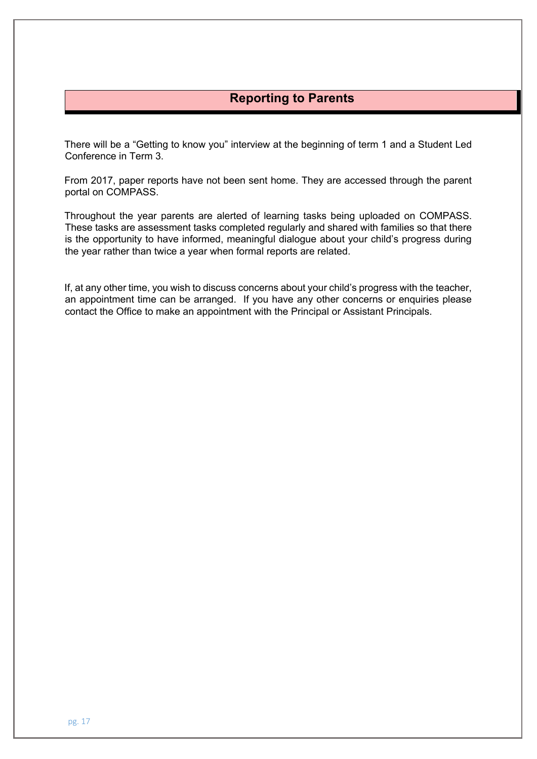## Reporting to Parents

There will be a "Getting to know you" interview at the beginning of term 1 and a Student Led Conference in Term 3.

From 2017, paper reports have not been sent home. They are accessed through the parent portal on COMPASS.

Throughout the year parents are alerted of learning tasks being uploaded on COMPASS. These tasks are assessment tasks completed regularly and shared with families so that there is the opportunity to have informed, meaningful dialogue about your child's progress during the year rather than twice a year when formal reports are related.

If, at any other time, you wish to discuss concerns about your child's progress with the teacher, an appointment time can be arranged. If you have any other concerns or enquiries please contact the Office to make an appointment with the Principal or Assistant Principals.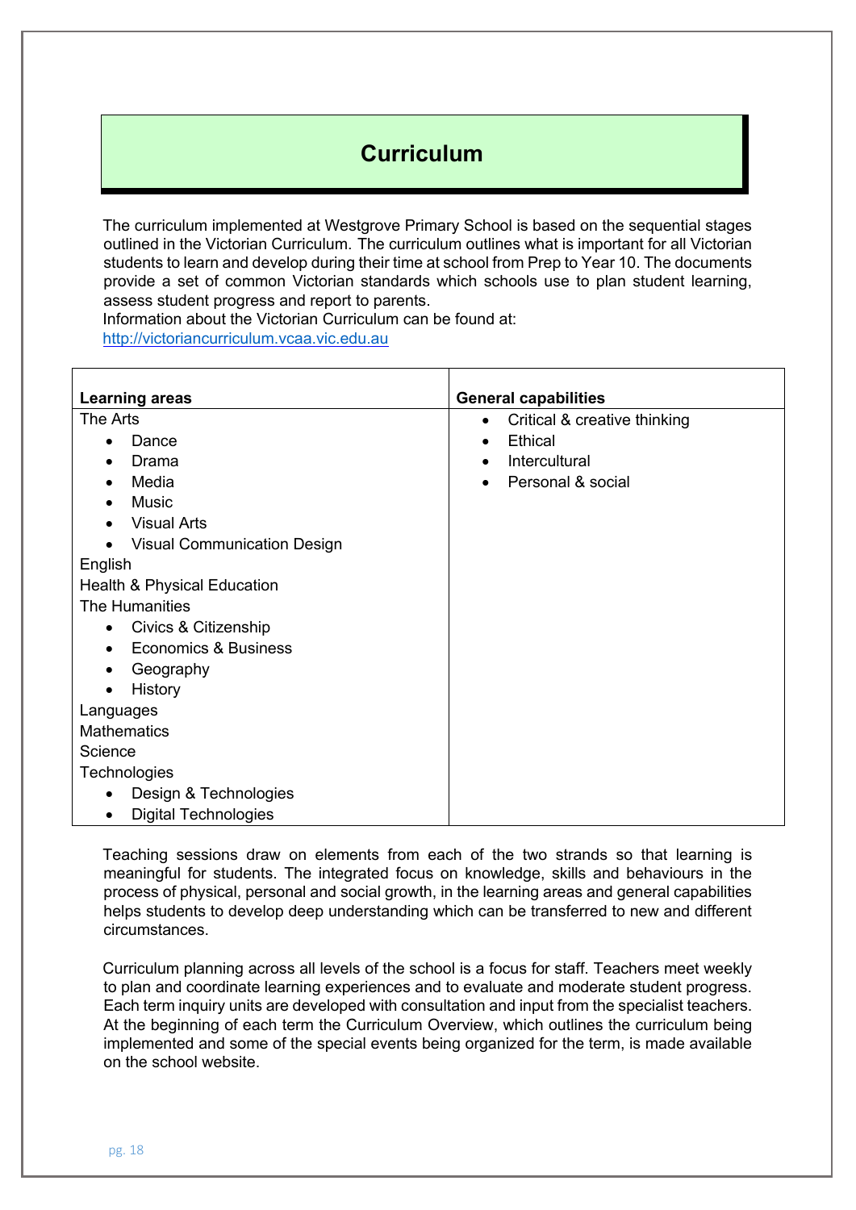# Curriculum

The curriculum implemented at Westgrove Primary School is based on the sequential stages outlined in the Victorian Curriculum. The curriculum outlines what is important for all Victorian students to learn and develop during their time at school from Prep to Year 10. The documents provide a set of common Victorian standards which schools use to plan student learning, assess student progress and report to parents.
Information about the Victorian Curriculum can be found at:
http://victoriancurriculum.vcaa.vic.edu.au

| Learning areas | General capabilities |
| --- | --- |
| The Arts<br>• Dance<br>• Drama<br>• Media<br>• Music<br>• Visual Arts<br>• Visual Communication Design<br>English<br>Health & Physical Education<br>The Humanities<br>• Civics & Citizenship<br>• Economics & Business<br>• Geography<br>• History<br>Languages<br>Mathematics<br>Science<br>Technologies<br>• Design & Technologies<br>• Digital Technologies | • Critical & creative thinking<br>• Ethical<br>• Intercultural<br>• Personal & social |

Teaching sessions draw on elements from each of the two strands so that learning is meaningful for students. The integrated focus on knowledge, skills and behaviours in the process of physical, personal and social growth, in the learning areas and general capabilities helps students to develop deep understanding which can be transferred to new and different circumstances.

Curriculum planning across all levels of the school is a focus for staff. Teachers meet weekly to plan and coordinate learning experiences and to evaluate and moderate student progress. Each term inquiry units are developed with consultation and input from the specialist teachers. At the beginning of each term the Curriculum Overview, which outlines the curriculum being implemented and some of the special events being organized for the term, is made available on the school website.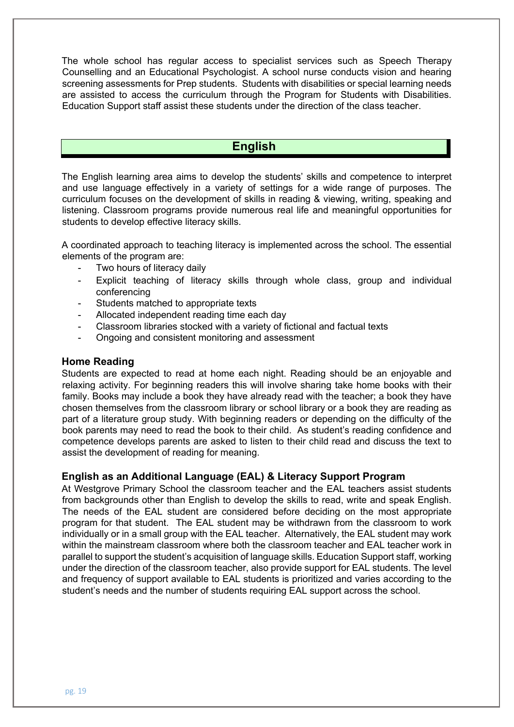The whole school has regular access to specialist services such as Speech Therapy Counselling and an Educational Psychologist. A school nurse conducts vision and hearing screening assessments for Prep students. Students with disabilities or special learning needs are assisted to access the curriculum through the Program for Students with Disabilities. Education Support staff assist these students under the direction of the class teacher.

## English

The English learning area aims to develop the students' skills and competence to interpret and use language effectively in a variety of settings for a wide range of purposes. The curriculum focuses on the development of skills in reading & viewing, writing, speaking and listening. Classroom programs provide numerous real life and meaningful opportunities for students to develop effective literacy skills.

A coordinated approach to teaching literacy is implemented across the school. The essential elements of the program are:

- Two hours of literacy daily
- Explicit teaching of literacy skills through whole class, group and individual conferencing
- Students matched to appropriate texts
- Allocated independent reading time each day
- Classroom libraries stocked with a variety of fictional and factual texts
- Ongoing and consistent monitoring and assessment

### Home Reading

Students are expected to read at home each night. Reading should be an enjoyable and relaxing activity. For beginning readers this will involve sharing take home books with their family. Books may include a book they have already read with the teacher; a book they have chosen themselves from the classroom library or school library or a book they are reading as part of a literature group study. With beginning readers or depending on the difficulty of the book parents may need to read the book to their child. As student's reading confidence and competence develops parents are asked to listen to their child read and discuss the text to assist the development of reading for meaning.

### English as an Additional Language (EAL) & Literacy Support Program

At Westgrove Primary School the classroom teacher and the EAL teachers assist students from backgrounds other than English to develop the skills to read, write and speak English. The needs of the EAL student are considered before deciding on the most appropriate program for that student. The EAL student may be withdrawn from the classroom to work individually or in a small group with the EAL teacher. Alternatively, the EAL student may work within the mainstream classroom where both the classroom teacher and EAL teacher work in parallel to support the student's acquisition of language skills. Education Support staff, working under the direction of the classroom teacher, also provide support for EAL students. The level and frequency of support available to EAL students is prioritized and varies according to the student's needs and the number of students requiring EAL support across the school.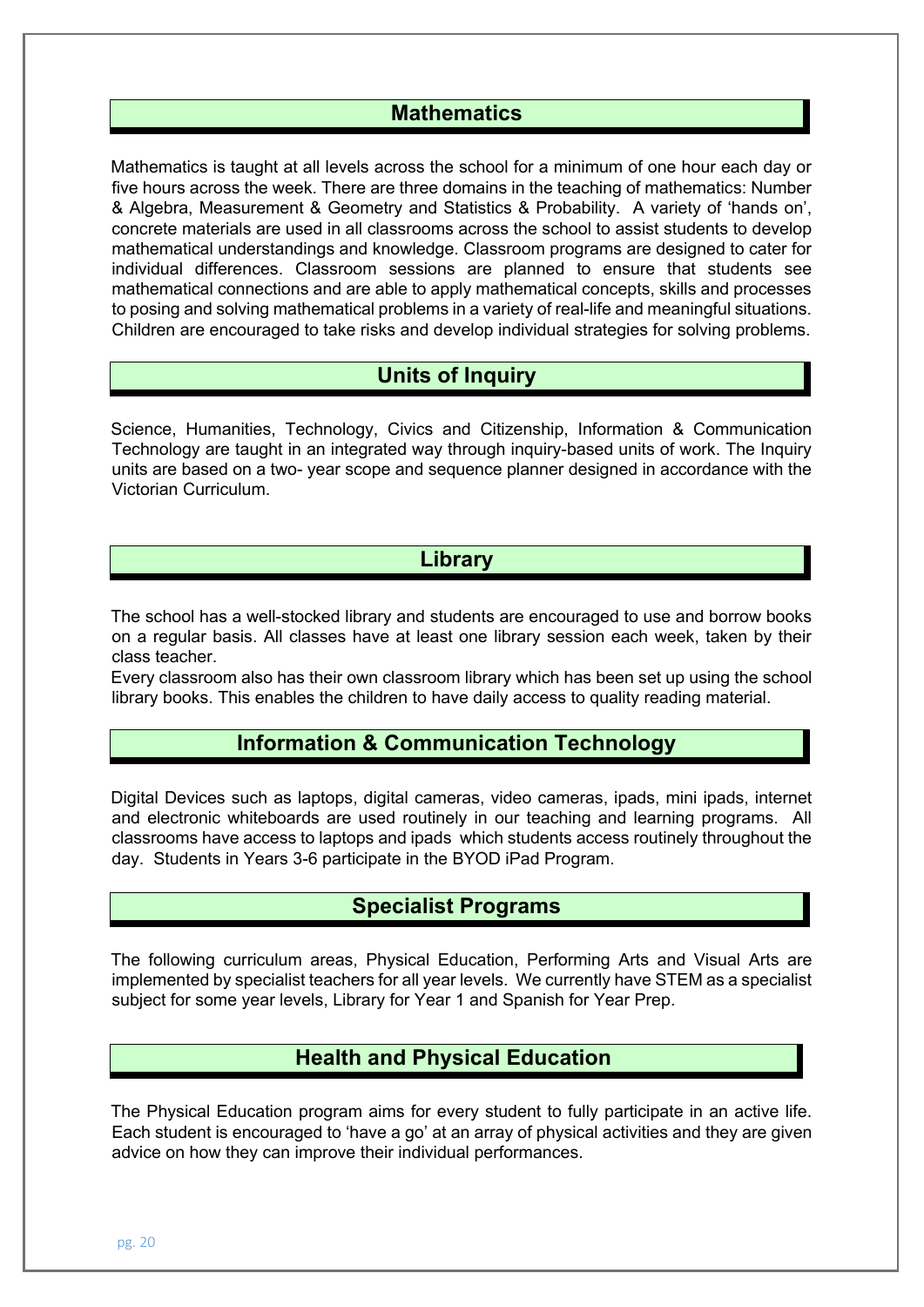## Mathematics

Mathematics is taught at all levels across the school for a minimum of one hour each day or five hours across the week. There are three domains in the teaching of mathematics: Number & Algebra, Measurement & Geometry and Statistics & Probability. A variety of 'hands on', concrete materials are used in all classrooms across the school to assist students to develop mathematical understandings and knowledge. Classroom programs are designed to cater for individual differences. Classroom sessions are planned to ensure that students see mathematical connections and are able to apply mathematical concepts, skills and processes to posing and solving mathematical problems in a variety of real-life and meaningful situations. Children are encouraged to take risks and develop individual strategies for solving problems.

## Units of Inquiry

Science, Humanities, Technology, Civics and Citizenship, Information & Communication Technology are taught in an integrated way through inquiry-based units of work. The Inquiry units are based on a two- year scope and sequence planner designed in accordance with the Victorian Curriculum.

## Library

The school has a well-stocked library and students are encouraged to use and borrow books on a regular basis. All classes have at least one library session each week, taken by their class teacher.

Every classroom also has their own classroom library which has been set up using the school library books. This enables the children to have daily access to quality reading material.

## Information & Communication Technology

Digital Devices such as laptops, digital cameras, video cameras, ipads, mini ipads, internet and electronic whiteboards are used routinely in our teaching and learning programs. All classrooms have access to laptops and ipads which students access routinely throughout the day. Students in Years 3-6 participate in the BYOD iPad Program.

## Specialist Programs

The following curriculum areas, Physical Education, Performing Arts and Visual Arts are implemented by specialist teachers for all year levels. We currently have STEM as a specialist subject for some year levels, Library for Year 1 and Spanish for Year Prep.

## Health and Physical Education

The Physical Education program aims for every student to fully participate in an active life. Each student is encouraged to 'have a go' at an array of physical activities and they are given advice on how they can improve their individual performances.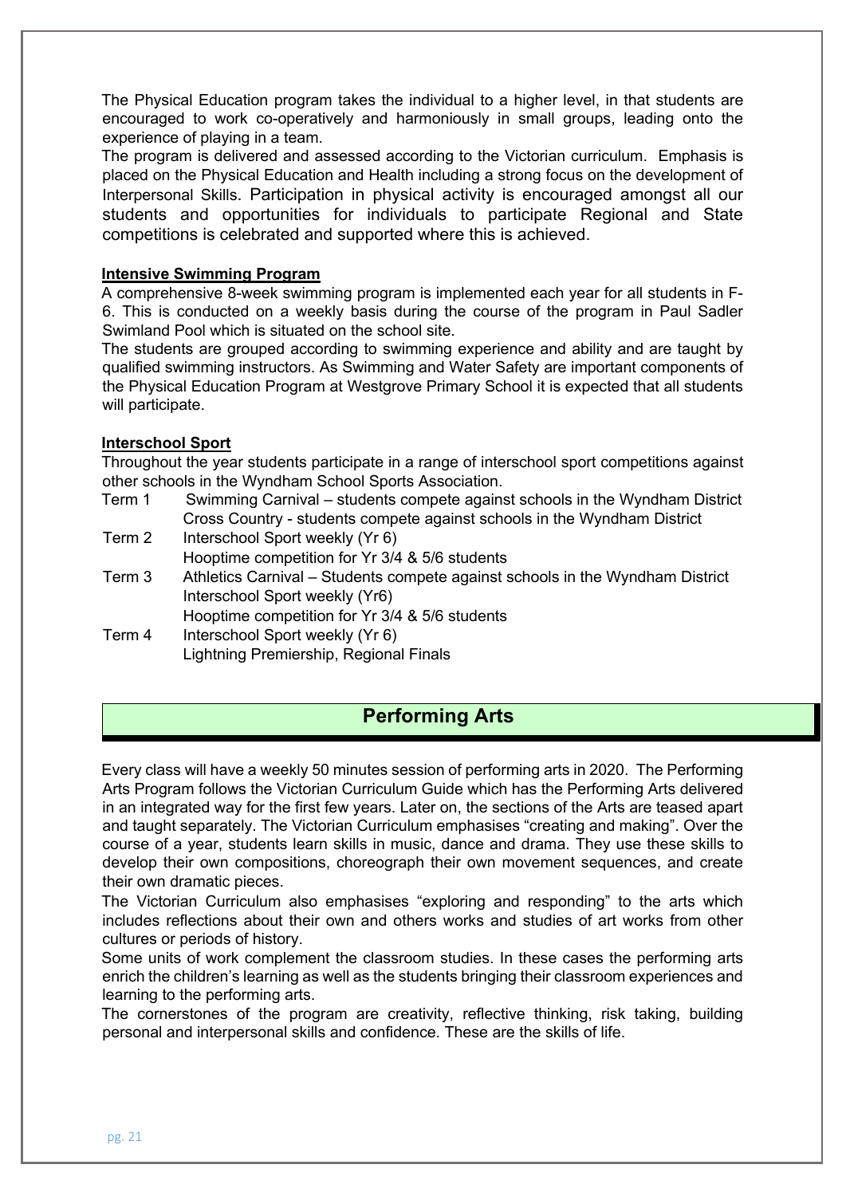The Physical Education program takes the individual to a higher level, in that students are encouraged to work co-operatively and harmoniously in small groups, leading onto the experience of playing in a team.

The program is delivered and assessed according to the Victorian curriculum. Emphasis is placed on the Physical Education and Health including a strong focus on the development of Interpersonal Skills. Participation in physical activity is encouraged amongst all our students and opportunities for individuals to participate Regional and State competitions is celebrated and supported where this is achieved.

### Intensive Swimming Program

A comprehensive 8-week swimming program is implemented each year for all students in F-6. This is conducted on a weekly basis during the course of the program in Paul Sadler Swimland Pool which is situated on the school site.

The students are grouped according to swimming experience and ability and are taught by qualified swimming instructors. As Swimming and Water Safety are important components of the Physical Education Program at Westgrove Primary School it is expected that all students will participate.

### Interschool Sport

Throughout the year students participate in a range of interschool sport competitions against other schools in the Wyndham School Sports Association.

| | |
|---|---|
| Term 1 | Swimming Carnival – students compete against schools in the Wyndham District<br>Cross Country - students compete against schools in the Wyndham District |
| Term 2 | Interschool Sport weekly (Yr 6)<br>Hooptime competition for Yr 3/4 & 5/6 students |
| Term 3 | Athletics Carnival – Students compete against schools in the Wyndham District<br>Interschool Sport weekly (Yr6)<br>Hooptime competition for Yr 3/4 & 5/6 students |
| Term 4 | Interschool Sport weekly (Yr 6)<br>Lightning Premiership, Regional Finals |

## Performing Arts

Every class will have a weekly 50 minutes session of performing arts in 2020. The Performing Arts Program follows the Victorian Curriculum Guide which has the Performing Arts delivered in an integrated way for the first few years. Later on, the sections of the Arts are teased apart and taught separately. The Victorian Curriculum emphasises "creating and making". Over the course of a year, students learn skills in music, dance and drama. They use these skills to develop their own compositions, choreograph their own movement sequences, and create their own dramatic pieces.

The Victorian Curriculum also emphasises "exploring and responding" to the arts which includes reflections about their own and others works and studies of art works from other cultures or periods of history.

Some units of work complement the classroom studies. In these cases the performing arts enrich the children's learning as well as the students bringing their classroom experiences and learning to the performing arts.

The cornerstones of the program are creativity, reflective thinking, risk taking, building personal and interpersonal skills and confidence. These are the skills of life.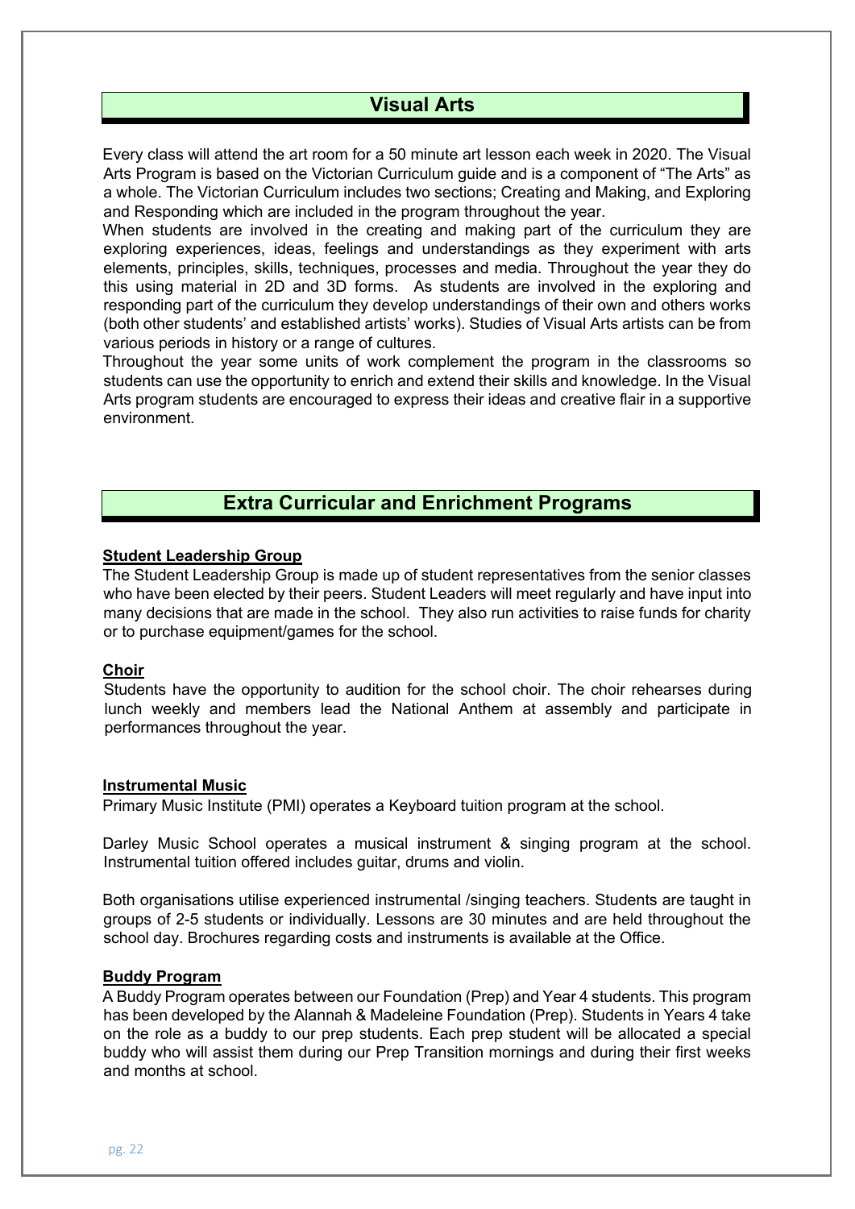## Visual Arts

Every class will attend the art room for a 50 minute art lesson each week in 2020. The Visual Arts Program is based on the Victorian Curriculum guide and is a component of "The Arts" as a whole. The Victorian Curriculum includes two sections; Creating and Making, and Exploring and Responding which are included in the program throughout the year.

When students are involved in the creating and making part of the curriculum they are exploring experiences, ideas, feelings and understandings as they experiment with arts elements, principles, skills, techniques, processes and media. Throughout the year they do this using material in 2D and 3D forms. As students are involved in the exploring and responding part of the curriculum they develop understandings of their own and others works (both other students' and established artists' works). Studies of Visual Arts artists can be from various periods in history or a range of cultures.

Throughout the year some units of work complement the program in the classrooms so students can use the opportunity to enrich and extend their skills and knowledge. In the Visual Arts program students are encouraged to express their ideas and creative flair in a supportive environment.

## Extra Curricular and Enrichment Programs

### Student Leadership Group

The Student Leadership Group is made up of student representatives from the senior classes who have been elected by their peers. Student Leaders will meet regularly and have input into many decisions that are made in the school. They also run activities to raise funds for charity or to purchase equipment/games for the school.

### Choir

Students have the opportunity to audition for the school choir. The choir rehearses during lunch weekly and members lead the National Anthem at assembly and participate in performances throughout the year.

### Instrumental Music

Primary Music Institute (PMI) operates a Keyboard tuition program at the school.

Darley Music School operates a musical instrument & singing program at the school. Instrumental tuition offered includes guitar, drums and violin.

Both organisations utilise experienced instrumental /singing teachers. Students are taught in groups of 2-5 students or individually. Lessons are 30 minutes and are held throughout the school day. Brochures regarding costs and instruments is available at the Office.

### Buddy Program

A Buddy Program operates between our Foundation (Prep) and Year 4 students. This program has been developed by the Alannah & Madeleine Foundation (Prep). Students in Years 4 take on the role as a buddy to our prep students. Each prep student will be allocated a special buddy who will assist them during our Prep Transition mornings and during their first weeks and months at school.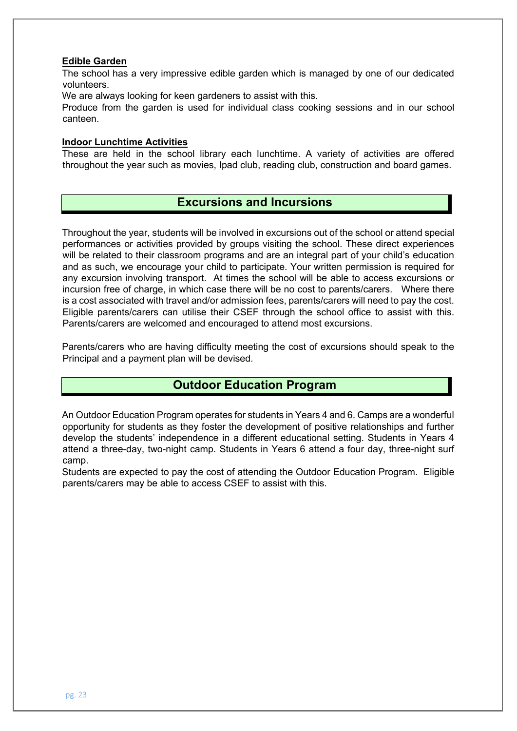**Edible Garden**

The school has a very impressive edible garden which is managed by one of our dedicated volunteers.

We are always looking for keen gardeners to assist with this.

Produce from the garden is used for individual class cooking sessions and in our school canteen.

**Indoor Lunchtime Activities**

These are held in the school library each lunchtime. A variety of activities are offered throughout the year such as movies, Ipad club, reading club, construction and board games.

## Excursions and Incursions

Throughout the year, students will be involved in excursions out of the school or attend special performances or activities provided by groups visiting the school. These direct experiences will be related to their classroom programs and are an integral part of your child's education and as such, we encourage your child to participate. Your written permission is required for any excursion involving transport. At times the school will be able to access excursions or incursion free of charge, in which case there will be no cost to parents/carers. Where there is a cost associated with travel and/or admission fees, parents/carers will need to pay the cost. Eligible parents/carers can utilise their CSEF through the school office to assist with this. Parents/carers are welcomed and encouraged to attend most excursions.

Parents/carers who are having difficulty meeting the cost of excursions should speak to the Principal and a payment plan will be devised.

## Outdoor Education Program

An Outdoor Education Program operates for students in Years 4 and 6. Camps are a wonderful opportunity for students as they foster the development of positive relationships and further develop the students' independence in a different educational setting. Students in Years 4 attend a three-day, two-night camp. Students in Years 6 attend a four day, three-night surf camp.

Students are expected to pay the cost of attending the Outdoor Education Program. Eligible parents/carers may be able to access CSEF to assist with this.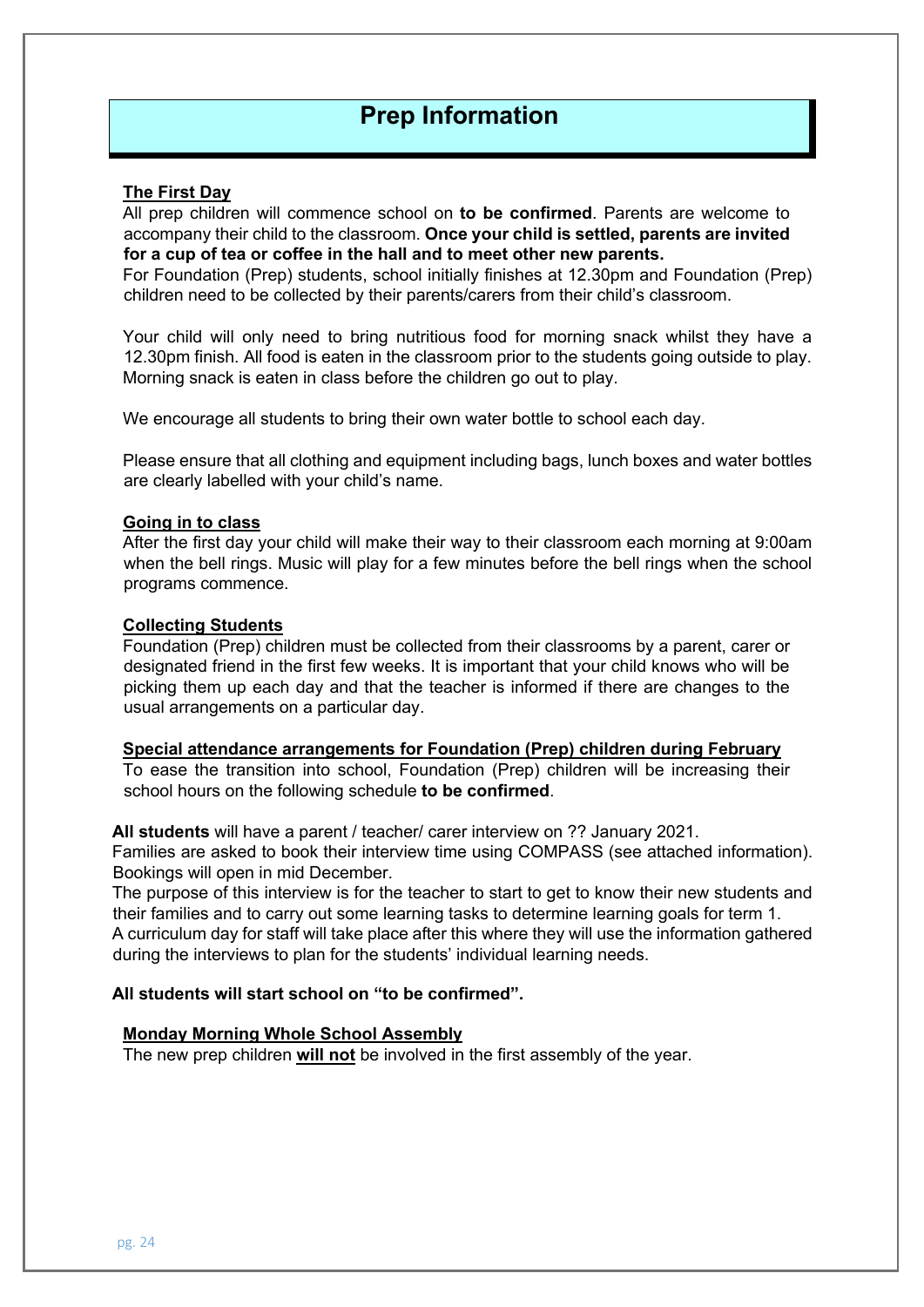# Prep Information

**The First Day**

All prep children will commence school on **to be confirmed**. Parents are welcome to accompany their child to the classroom. **Once your child is settled, parents are invited for a cup of tea or coffee in the hall and to meet other new parents.**

For Foundation (Prep) students, school initially finishes at 12.30pm and Foundation (Prep) children need to be collected by their parents/carers from their child's classroom.

Your child will only need to bring nutritious food for morning snack whilst they have a 12.30pm finish. All food is eaten in the classroom prior to the students going outside to play. Morning snack is eaten in class before the children go out to play.

We encourage all students to bring their own water bottle to school each day.

Please ensure that all clothing and equipment including bags, lunch boxes and water bottles are clearly labelled with your child's name.

**Going in to class**

After the first day your child will make their way to their classroom each morning at 9:00am when the bell rings. Music will play for a few minutes before the bell rings when the school programs commence.

**Collecting Students**

Foundation (Prep) children must be collected from their classrooms by a parent, carer or designated friend in the first few weeks. It is important that your child knows who will be picking them up each day and that the teacher is informed if there are changes to the usual arrangements on a particular day.

**Special attendance arrangements for Foundation (Prep) children during February**

To ease the transition into school, Foundation (Prep) children will be increasing their school hours on the following schedule **to be confirmed**.

**All students** will have a parent / teacher/ carer interview on ?? January 2021.
Families are asked to book their interview time using COMPASS (see attached information). Bookings will open in mid December.
The purpose of this interview is for the teacher to start to get to know their new students and their families and to carry out some learning tasks to determine learning goals for term 1.
A curriculum day for staff will take place after this where they will use the information gathered during the interviews to plan for the students' individual learning needs.

**All students will start school on "to be confirmed".**

**Monday Morning Whole School Assembly**

The new prep children **will not** be involved in the first assembly of the year.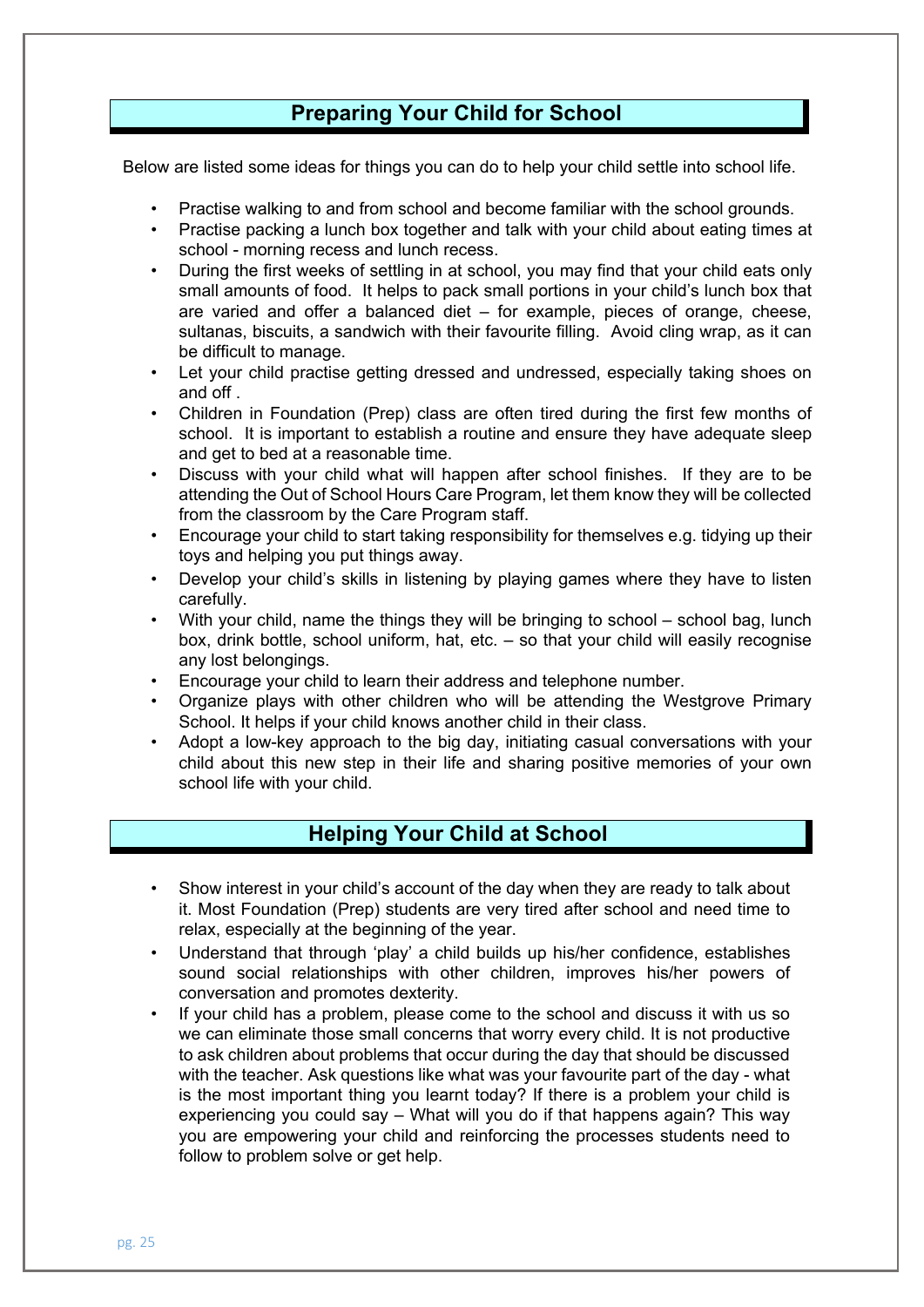## Preparing Your Child for School

Below are listed some ideas for things you can do to help your child settle into school life.

- Practise walking to and from school and become familiar with the school grounds.
- Practise packing a lunch box together and talk with your child about eating times at school - morning recess and lunch recess.
- During the first weeks of settling in at school, you may find that your child eats only small amounts of food. It helps to pack small portions in your child's lunch box that are varied and offer a balanced diet – for example, pieces of orange, cheese, sultanas, biscuits, a sandwich with their favourite filling. Avoid cling wrap, as it can be difficult to manage.
- Let your child practise getting dressed and undressed, especially taking shoes on and off .
- Children in Foundation (Prep) class are often tired during the first few months of school. It is important to establish a routine and ensure they have adequate sleep and get to bed at a reasonable time.
- Discuss with your child what will happen after school finishes. If they are to be attending the Out of School Hours Care Program, let them know they will be collected from the classroom by the Care Program staff.
- Encourage your child to start taking responsibility for themselves e.g. tidying up their toys and helping you put things away.
- Develop your child's skills in listening by playing games where they have to listen carefully.
- With your child, name the things they will be bringing to school – school bag, lunch box, drink bottle, school uniform, hat, etc. – so that your child will easily recognise any lost belongings.
- Encourage your child to learn their address and telephone number.
- Organize plays with other children who will be attending the Westgrove Primary School. It helps if your child knows another child in their class.
- Adopt a low-key approach to the big day, initiating casual conversations with your child about this new step in their life and sharing positive memories of your own school life with your child.

## Helping Your Child at School

- Show interest in your child's account of the day when they are ready to talk about it. Most Foundation (Prep) students are very tired after school and need time to relax, especially at the beginning of the year.
- Understand that through 'play' a child builds up his/her confidence, establishes sound social relationships with other children, improves his/her powers of conversation and promotes dexterity.
- If your child has a problem, please come to the school and discuss it with us so we can eliminate those small concerns that worry every child. It is not productive to ask children about problems that occur during the day that should be discussed with the teacher. Ask questions like what was your favourite part of the day - what is the most important thing you learnt today? If there is a problem your child is experiencing you could say – What will you do if that happens again? This way you are empowering your child and reinforcing the processes students need to follow to problem solve or get help.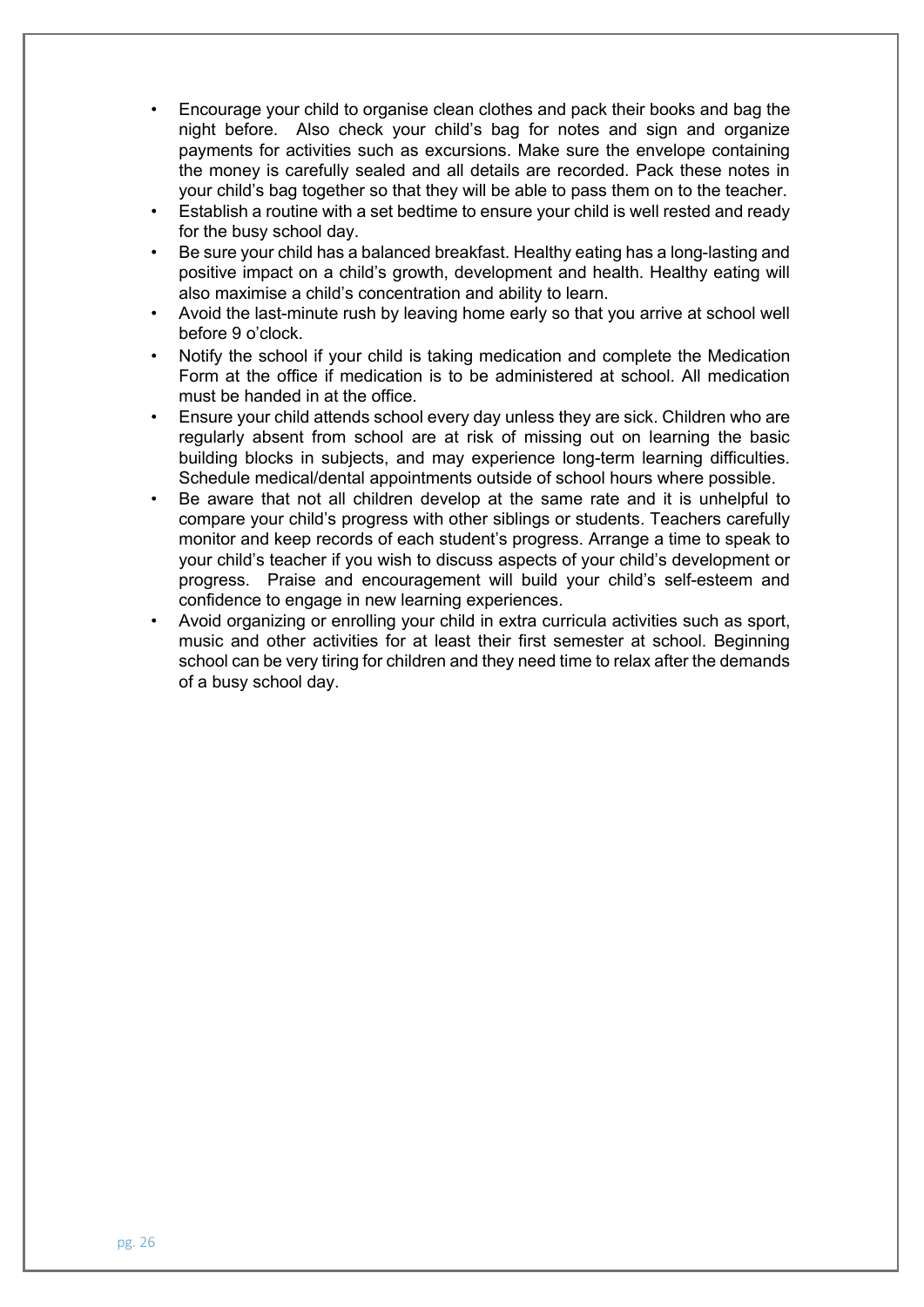- Encourage your child to organise clean clothes and pack their books and bag the night before. Also check your child's bag for notes and sign and organize payments for activities such as excursions. Make sure the envelope containing the money is carefully sealed and all details are recorded. Pack these notes in your child's bag together so that they will be able to pass them on to the teacher.
- Establish a routine with a set bedtime to ensure your child is well rested and ready for the busy school day.
- Be sure your child has a balanced breakfast. Healthy eating has a long-lasting and positive impact on a child's growth, development and health. Healthy eating will also maximise a child's concentration and ability to learn.
- Avoid the last-minute rush by leaving home early so that you arrive at school well before 9 o'clock.
- Notify the school if your child is taking medication and complete the Medication Form at the office if medication is to be administered at school. All medication must be handed in at the office.
- Ensure your child attends school every day unless they are sick. Children who are regularly absent from school are at risk of missing out on learning the basic building blocks in subjects, and may experience long-term learning difficulties. Schedule medical/dental appointments outside of school hours where possible.
- Be aware that not all children develop at the same rate and it is unhelpful to compare your child's progress with other siblings or students. Teachers carefully monitor and keep records of each student's progress. Arrange a time to speak to your child's teacher if you wish to discuss aspects of your child's development or progress. Praise and encouragement will build your child's self-esteem and confidence to engage in new learning experiences.
- Avoid organizing or enrolling your child in extra curricula activities such as sport, music and other activities for at least their first semester at school. Beginning school can be very tiring for children and they need time to relax after the demands of a busy school day.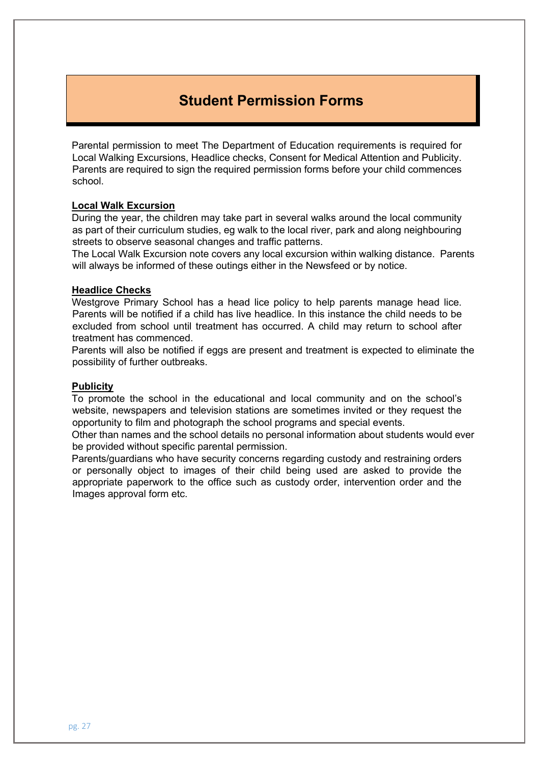# Student Permission Forms

Parental permission to meet The Department of Education requirements is required for Local Walking Excursions, Headlice checks, Consent for Medical Attention and Publicity. Parents are required to sign the required permission forms before your child commences school.

**Local Walk Excursion**

During the year, the children may take part in several walks around the local community as part of their curriculum studies, eg walk to the local river, park and along neighbouring streets to observe seasonal changes and traffic patterns.

The Local Walk Excursion note covers any local excursion within walking distance. Parents will always be informed of these outings either in the Newsfeed or by notice.

**Headlice Checks**

Westgrove Primary School has a head lice policy to help parents manage head lice. Parents will be notified if a child has live headlice. In this instance the child needs to be excluded from school until treatment has occurred. A child may return to school after treatment has commenced.

Parents will also be notified if eggs are present and treatment is expected to eliminate the possibility of further outbreaks.

**Publicity**

To promote the school in the educational and local community and on the school's website, newspapers and television stations are sometimes invited or they request the opportunity to film and photograph the school programs and special events.

Other than names and the school details no personal information about students would ever be provided without specific parental permission.

Parents/guardians who have security concerns regarding custody and restraining orders or personally object to images of their child being used are asked to provide the appropriate paperwork to the office such as custody order, intervention order and the Images approval form etc.